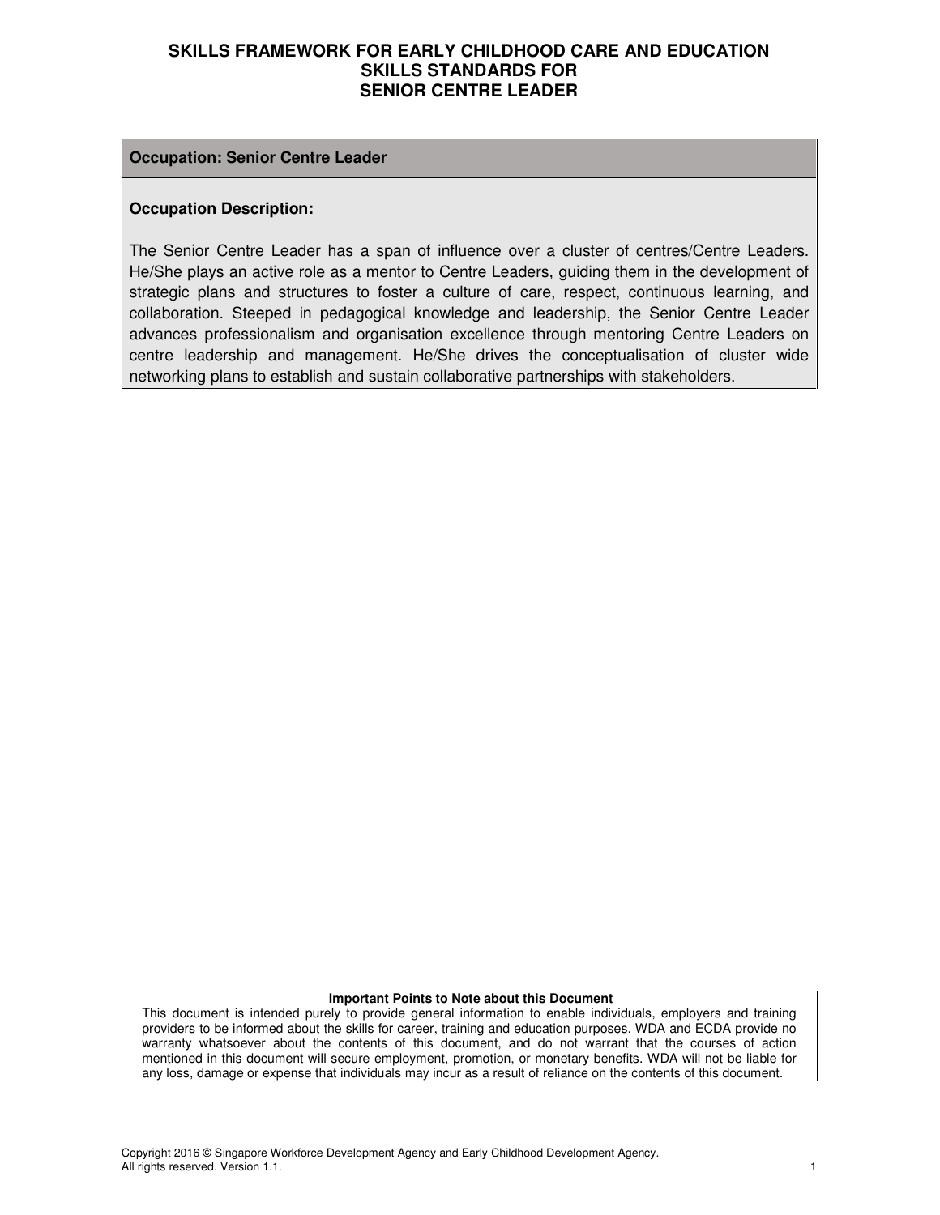# SKILLS FRAMEWORK FOR EARLY CHILDHOOD CARE AND EDUCATION
# SKILLS STANDARDS FOR
# SENIOR CENTRE LEADER

**Occupation: Senior Centre Leader**

**Occupation Description:**

The Senior Centre Leader has a span of influence over a cluster of centres/Centre Leaders. He/She plays an active role as a mentor to Centre Leaders, guiding them in the development of strategic plans and structures to foster a culture of care, respect, continuous learning, and collaboration. Steeped in pedagogical knowledge and leadership, the Senior Centre Leader advances professionalism and organisation excellence through mentoring Centre Leaders on centre leadership and management. He/She drives the conceptualisation of cluster wide networking plans to establish and sustain collaborative partnerships with stakeholders.

**Important Points to Note about this Document**

This document is intended purely to provide general information to enable individuals, employers and training providers to be informed about the skills for career, training and education purposes. WDA and ECDA provide no warranty whatsoever about the contents of this document, and do not warrant that the courses of action mentioned in this document will secure employment, promotion, or monetary benefits. WDA will not be liable for any loss, damage or expense that individuals may incur as a result of reliance on the contents of this document.

Copyright 2016 © Singapore Workforce Development Agency and Early Childhood Development Agency.
All rights reserved. Version 1.1.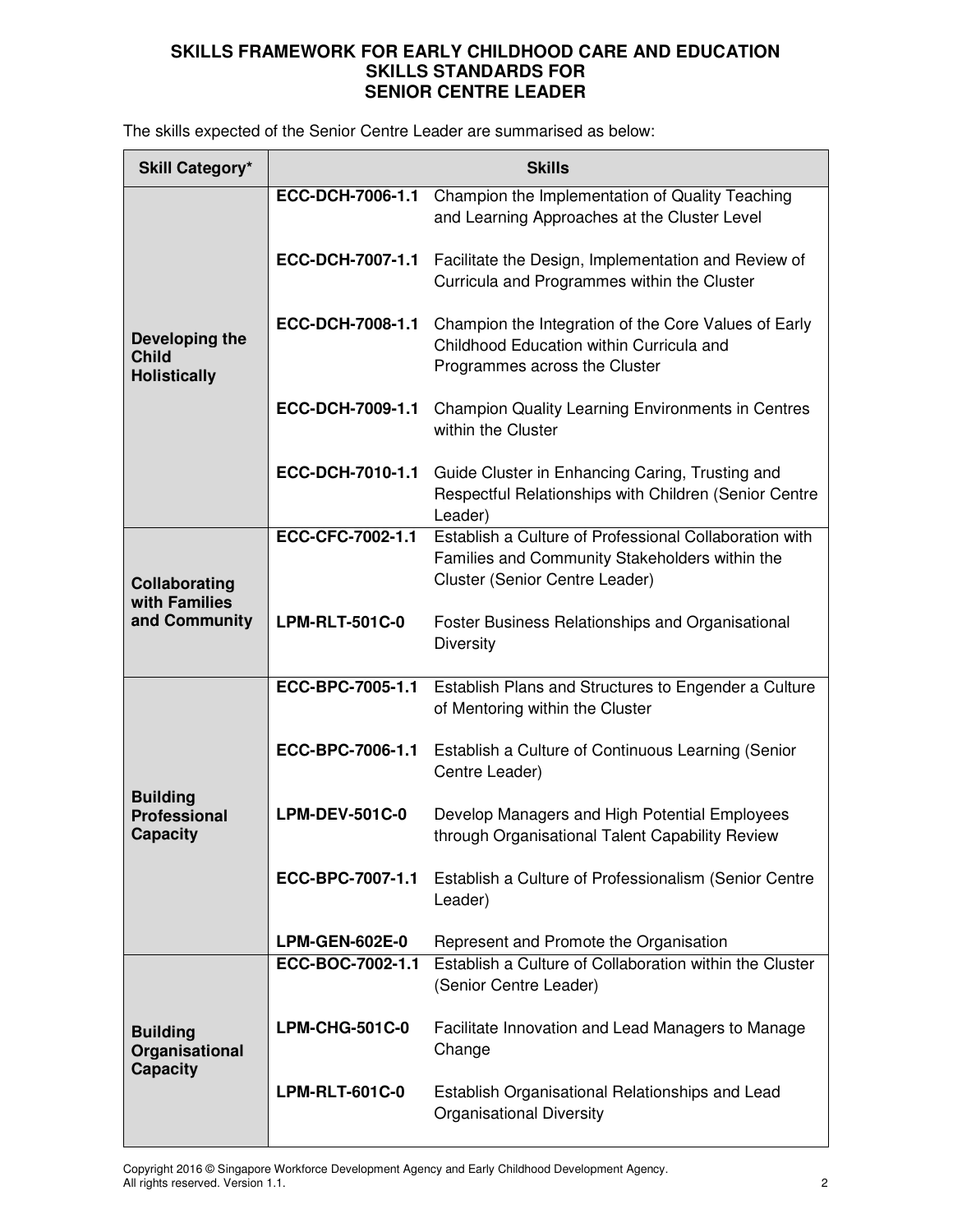# SKILLS FRAMEWORK FOR EARLY CHILDHOOD CARE AND EDUCATION
## SKILLS STANDARDS FOR
## SENIOR CENTRE LEADER

The skills expected of the Senior Centre Leader are summarised as below:

| Skill Category* | Skills | |
|---|---|---|
| **Developing the Child Holistically** | **ECC-DCH-7006-1.1** | Champion the Implementation of Quality Teaching and Learning Approaches at the Cluster Level |
| | **ECC-DCH-7007-1.1** | Facilitate the Design, Implementation and Review of Curricula and Programmes within the Cluster |
| | **ECC-DCH-7008-1.1** | Champion the Integration of the Core Values of Early Childhood Education within Curricula and Programmes across the Cluster |
| | **ECC-DCH-7009-1.1** | Champion Quality Learning Environments in Centres within the Cluster |
| | **ECC-DCH-7010-1.1** | Guide Cluster in Enhancing Caring, Trusting and Respectful Relationships with Children (Senior Centre Leader) |
| **Collaborating with Families and Community** | **ECC-CFC-7002-1.1** | Establish a Culture of Professional Collaboration with Families and Community Stakeholders within the Cluster (Senior Centre Leader) |
| | **LPM-RLT-501C-0** | Foster Business Relationships and Organisational Diversity |
| **Building Professional Capacity** | **ECC-BPC-7005-1.1** | Establish Plans and Structures to Engender a Culture of Mentoring within the Cluster |
| | **ECC-BPC-7006-1.1** | Establish a Culture of Continuous Learning (Senior Centre Leader) |
| | **LPM-DEV-501C-0** | Develop Managers and High Potential Employees through Organisational Talent Capability Review |
| | **ECC-BPC-7007-1.1** | Establish a Culture of Professionalism (Senior Centre Leader) |
| | **LPM-GEN-602E-0** | Represent and Promote the Organisation |
| **Building Organisational Capacity** | **ECC-BOC-7002-1.1** | Establish a Culture of Collaboration within the Cluster (Senior Centre Leader) |
| | **LPM-CHG-501C-0** | Facilitate Innovation and Lead Managers to Manage Change |
| | **LPM-RLT-601C-0** | Establish Organisational Relationships and Lead Organisational Diversity |

Copyright 2016 © Singapore Workforce Development Agency and Early Childhood Development Agency. All rights reserved. Version 1.1.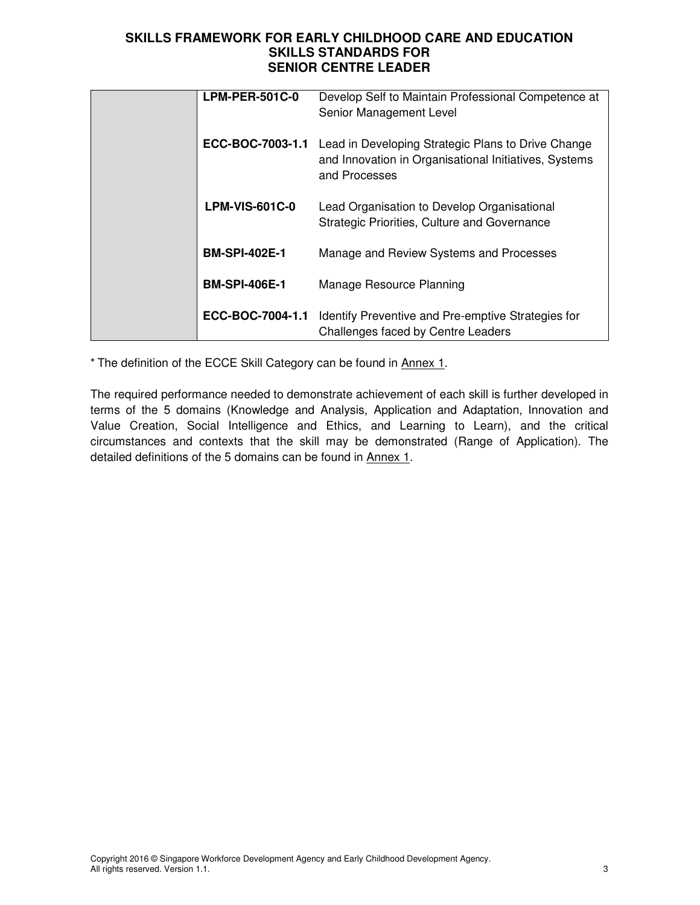| | | |
|---|---|---|
| | **LPM-PER-501C-0** | Develop Self to Maintain Professional Competence at Senior Management Level |
| | **ECC-BOC-7003-1.1** | Lead in Developing Strategic Plans to Drive Change and Innovation in Organisational Initiatives, Systems and Processes |
| | **LPM-VIS-601C-0** | Lead Organisation to Develop Organisational Strategic Priorities, Culture and Governance |
| | **BM-SPI-402E-1** | Manage and Review Systems and Processes |
| | **BM-SPI-406E-1** | Manage Resource Planning |
| | **ECC-BOC-7004-1.1** | Identify Preventive and Pre-emptive Strategies for Challenges faced by Centre Leaders |

* The definition of the ECCE Skill Category can be found in Annex 1.

The required performance needed to demonstrate achievement of each skill is further developed in terms of the 5 domains (Knowledge and Analysis, Application and Adaptation, Innovation and Value Creation, Social Intelligence and Ethics, and Learning to Learn), and the critical circumstances and contexts that the skill may be demonstrated (Range of Application). The detailed definitions of the 5 domains can be found in Annex 1.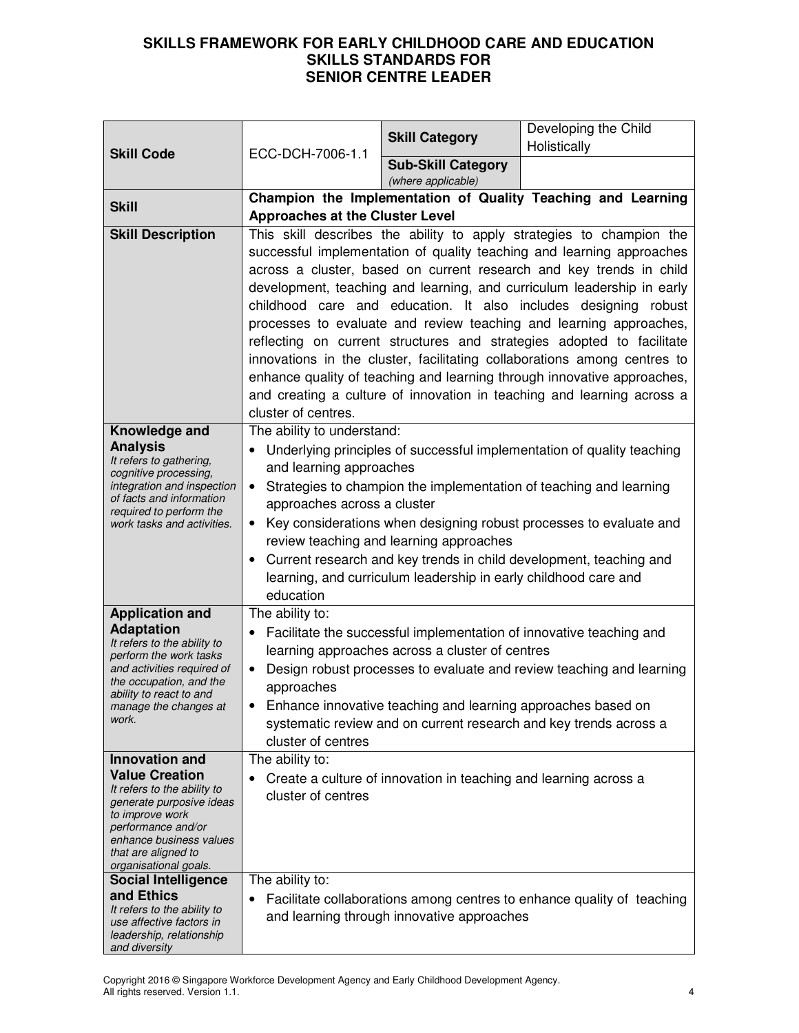# SKILLS FRAMEWORK FOR EARLY CHILDHOOD CARE AND EDUCATION
## SKILLS STANDARDS FOR
## SENIOR CENTRE LEADER

| | | | |
|---|---|---|---|
| **Skill Code** | ECC-DCH-7006-1.1 | **Skill Category** | Developing the Child Holistically |
| | | **Sub-Skill Category** *(where applicable)* | |
| **Skill** | **Champion the Implementation of Quality Teaching and Learning Approaches at the Cluster Level** | | |
| **Skill Description** | This skill describes the ability to apply strategies to champion the successful implementation of quality teaching and learning approaches across a cluster, based on current research and key trends in child development, teaching and learning, and curriculum leadership in early childhood care and education. It also includes designing robust processes to evaluate and review teaching and learning approaches, reflecting on current structures and strategies adopted to facilitate innovations in the cluster, facilitating collaborations among centres to enhance quality of teaching and learning through innovative approaches, and creating a culture of innovation in teaching and learning across a cluster of centres. | | |
| **Knowledge and Analysis** *It refers to gathering, cognitive processing, integration and inspection of facts and information required to perform the work tasks and activities.* | The ability to understand: <br>• Underlying principles of successful implementation of quality teaching and learning approaches <br>• Strategies to champion the implementation of teaching and learning approaches across a cluster <br>• Key considerations when designing robust processes to evaluate and review teaching and learning approaches <br>• Current research and key trends in child development, teaching and learning, and curriculum leadership in early childhood care and education | | |
| **Application and Adaptation** *It refers to the ability to perform the work tasks and activities required of the occupation, and the ability to react to and manage the changes at work.* | The ability to: <br>• Facilitate the successful implementation of innovative teaching and learning approaches across a cluster of centres <br>• Design robust processes to evaluate and review teaching and learning approaches <br>• Enhance innovative teaching and learning approaches based on systematic review and on current research and key trends across a cluster of centres | | |
| **Innovation and Value Creation** *It refers to the ability to generate purposive ideas to improve work performance and/or enhance business values that are aligned to organisational goals.* | The ability to: <br>• Create a culture of innovation in teaching and learning across a cluster of centres | | |
| **Social Intelligence and Ethics** *It refers to the ability to use affective factors in leadership, relationship and diversity* | The ability to: <br>• Facilitate collaborations among centres to enhance quality of teaching and learning through innovative approaches | | |

Copyright 2016 © Singapore Workforce Development Agency and Early Childhood Development Agency. All rights reserved. Version 1.1.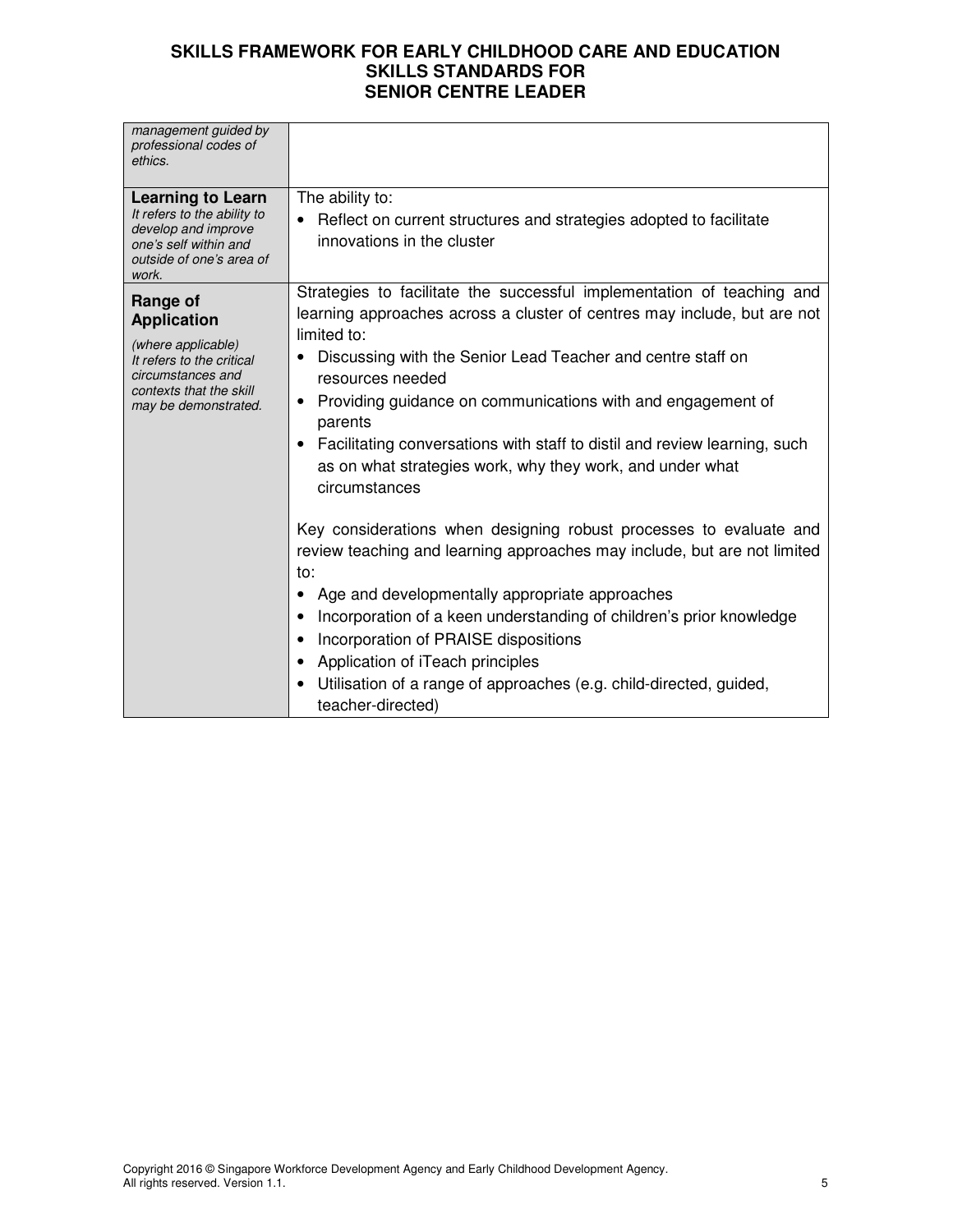| | |
|---|---|
| *management guided by professional codes of ethics.* | |
| **Learning to Learn**<br>*It refers to the ability to develop and improve one's self within and outside of one's area of work.* | The ability to:<br>• Reflect on current structures and strategies adopted to facilitate innovations in the cluster |
| **Range of Application**<br>*(where applicable)*<br>*It refers to the critical circumstances and contexts that the skill may be demonstrated.* | Strategies to facilitate the successful implementation of teaching and learning approaches across a cluster of centres may include, but are not limited to:<br>• Discussing with the Senior Lead Teacher and centre staff on resources needed<br>• Providing guidance on communications with and engagement of parents<br>• Facilitating conversations with staff to distil and review learning, such as on what strategies work, why they work, and under what circumstances<br><br>Key considerations when designing robust processes to evaluate and review teaching and learning approaches may include, but are not limited to:<br>• Age and developmentally appropriate approaches<br>• Incorporation of a keen understanding of children's prior knowledge<br>• Incorporation of PRAISE dispositions<br>• Application of iTeach principles<br>• Utilisation of a range of approaches (e.g. child-directed, guided, teacher-directed) |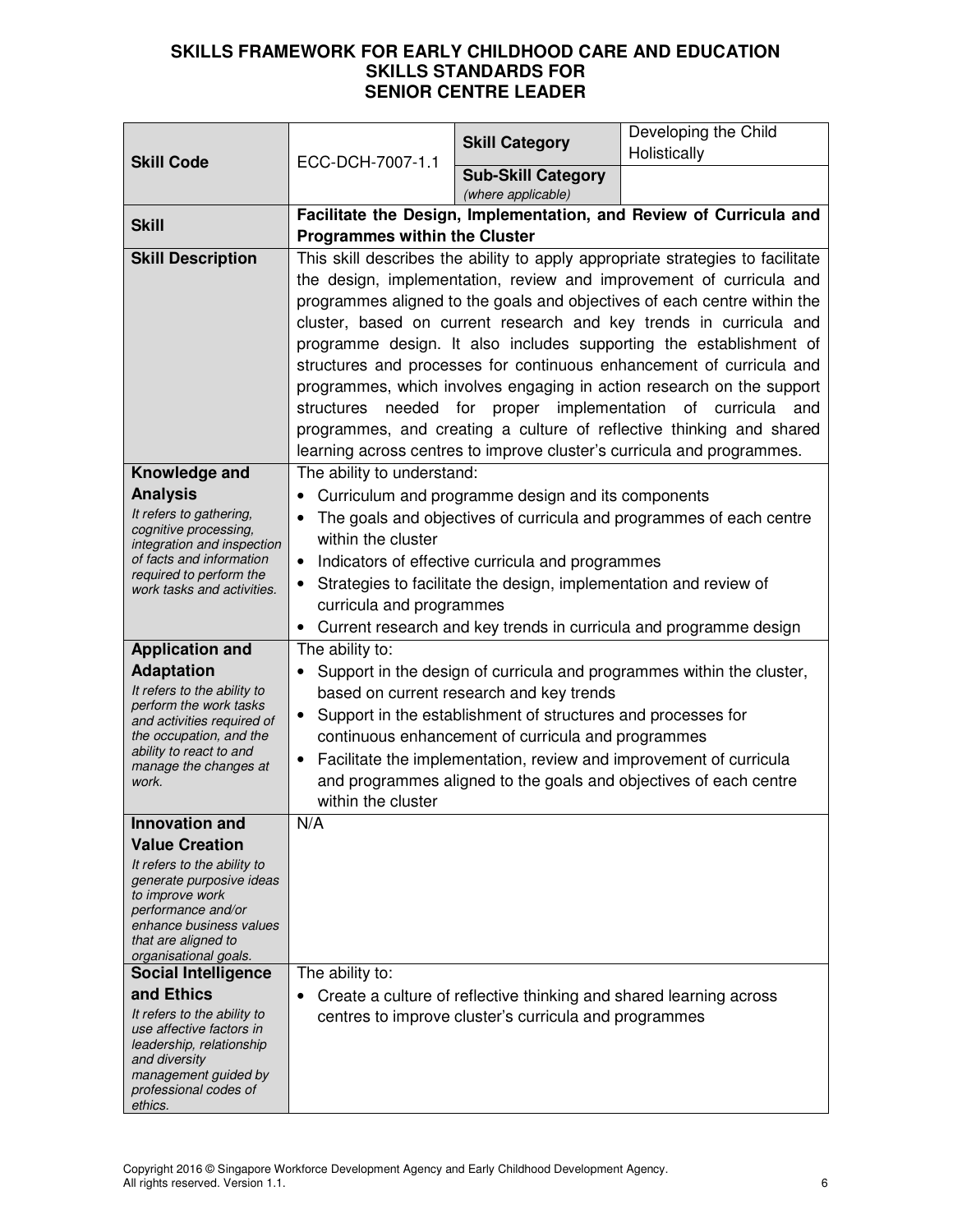**SKILLS FRAMEWORK FOR EARLY CHILDHOOD CARE AND EDUCATION**
**SKILLS STANDARDS FOR**
**SENIOR CENTRE LEADER**

| | | | |
|---|---|---|---|
| **Skill Code** | ECC-DCH-7007-1.1 | **Skill Category** | Developing the Child Holistically |
| | | **Sub-Skill Category** *(where applicable)* | |
| **Skill** | **Facilitate the Design, Implementation, and Review of Curricula and Programmes within the Cluster** | | |
| **Skill Description** | This skill describes the ability to apply appropriate strategies to facilitate the design, implementation, review and improvement of curricula and programmes aligned to the goals and objectives of each centre within the cluster, based on current research and key trends in curricula and programme design. It also includes supporting the establishment of structures and processes for continuous enhancement of curricula and programmes, which involves engaging in action research on the support structures needed for proper implementation of curricula and programmes, and creating a culture of reflective thinking and shared learning across centres to improve cluster's curricula and programmes. | | |
| **Knowledge and Analysis** *It refers to gathering, cognitive processing, integration and inspection of facts and information required to perform the work tasks and activities.* | The ability to understand:<br>• Curriculum and programme design and its components<br>• The goals and objectives of curricula and programmes of each centre within the cluster<br>• Indicators of effective curricula and programmes<br>• Strategies to facilitate the design, implementation and review of curricula and programmes<br>• Current research and key trends in curricula and programme design | | |
| **Application and Adaptation** *It refers to the ability to perform the work tasks and activities required of the occupation, and the ability to react to and manage the changes at work.* | The ability to:<br>• Support in the design of curricula and programmes within the cluster, based on current research and key trends<br>• Support in the establishment of structures and processes for continuous enhancement of curricula and programmes<br>• Facilitate the implementation, review and improvement of curricula and programmes aligned to the goals and objectives of each centre within the cluster | | |
| **Innovation and Value Creation** *It refers to the ability to generate purposive ideas to improve work performance and/or enhance business values that are aligned to organisational goals.* | N/A | | |
| **Social Intelligence and Ethics** *It refers to the ability to use affective factors in leadership, relationship and diversity management guided by professional codes of ethics.* | The ability to:<br>• Create a culture of reflective thinking and shared learning across centres to improve cluster's curricula and programmes | | |

Copyright 2016 © Singapore Workforce Development Agency and Early Childhood Development Agency. All rights reserved. Version 1.1.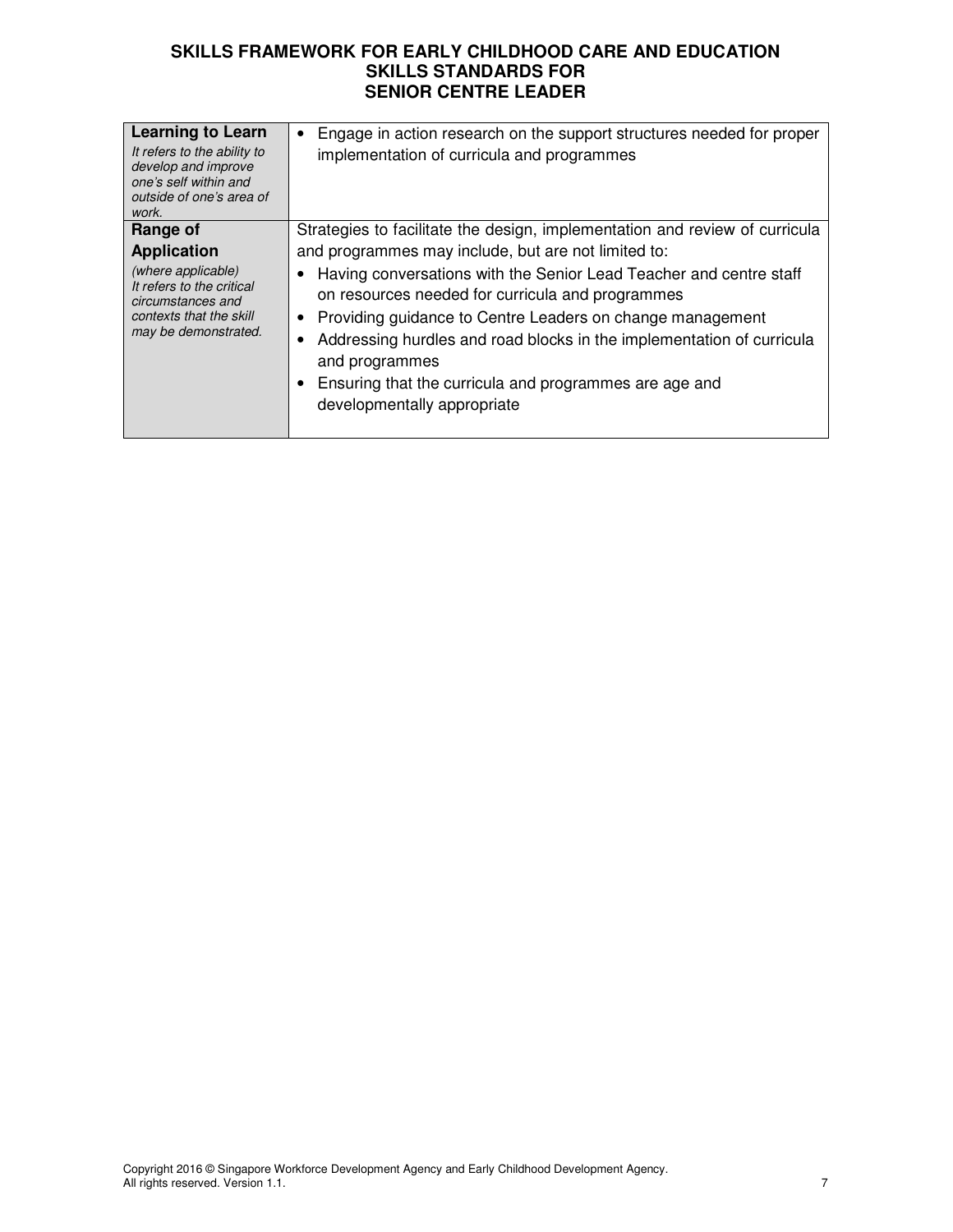| | |
|---|---|
| **Learning to Learn**<br>*It refers to the ability to develop and improve one's self within and outside of one's area of work.* | • Engage in action research on the support structures needed for proper implementation of curricula and programmes |
| **Range of Application**<br>*(where applicable)*<br>*It refers to the critical circumstances and contexts that the skill may be demonstrated.* | Strategies to facilitate the design, implementation and review of curricula and programmes may include, but are not limited to:<br>• Having conversations with the Senior Lead Teacher and centre staff on resources needed for curricula and programmes<br>• Providing guidance to Centre Leaders on change management<br>• Addressing hurdles and road blocks in the implementation of curricula and programmes<br>• Ensuring that the curricula and programmes are age and developmentally appropriate |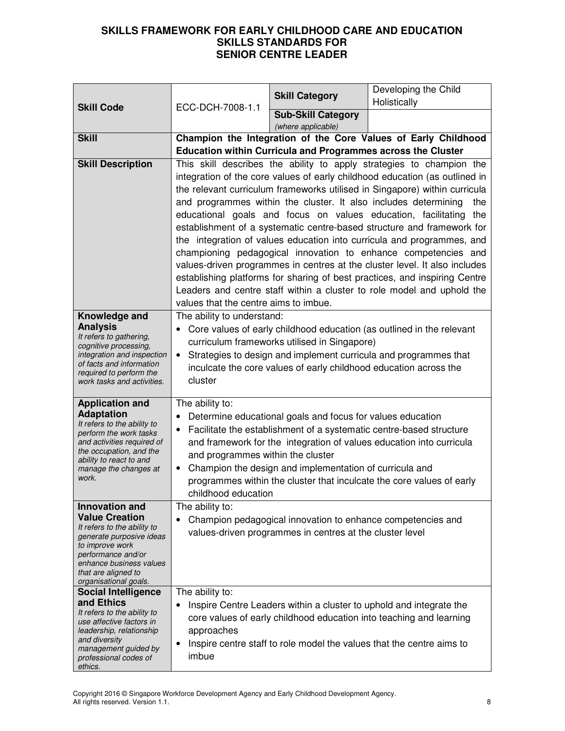**SKILLS FRAMEWORK FOR EARLY CHILDHOOD CARE AND EDUCATION**
**SKILLS STANDARDS FOR**
**SENIOR CENTRE LEADER**

| **Skill Code** | ECC-DCH-7008-1.1 | **Skill Category** | Developing the Child Holistically |
|---|---|---|---|
| | | **Sub-Skill Category** *(where applicable)* | |
| **Skill** | **Champion the Integration of the Core Values of Early Childhood Education within Curricula and Programmes across the Cluster** | | |
| **Skill Description** | This skill describes the ability to apply strategies to champion the integration of the core values of early childhood education (as outlined in the relevant curriculum frameworks utilised in Singapore) within curricula and programmes within the cluster. It also includes determining the educational goals and focus on values education, facilitating the establishment of a systematic centre-based structure and framework for the integration of values education into curricula and programmes, and championing pedagogical innovation to enhance competencies and values-driven programmes in centres at the cluster level. It also includes establishing platforms for sharing of best practices, and inspiring Centre Leaders and centre staff within a cluster to role model and uphold the values that the centre aims to imbue. | | |
| **Knowledge and Analysis** *It refers to gathering, cognitive processing, integration and inspection of facts and information required to perform the work tasks and activities.* | The ability to understand: <br>• Core values of early childhood education (as outlined in the relevant curriculum frameworks utilised in Singapore) <br>• Strategies to design and implement curricula and programmes that inculcate the core values of early childhood education across the cluster | | |
| **Application and Adaptation** *It refers to the ability to perform the work tasks and activities required of the occupation, and the ability to react to and manage the changes at work.* | The ability to: <br>• Determine educational goals and focus for values education <br>• Facilitate the establishment of a systematic centre-based structure and framework for the integration of values education into curricula and programmes within the cluster <br>• Champion the design and implementation of curricula and programmes within the cluster that inculcate the core values of early childhood education | | |
| **Innovation and Value Creation** *It refers to the ability to generate purposive ideas to improve work performance and/or enhance business values that are aligned to organisational goals.* | The ability to: <br>• Champion pedagogical innovation to enhance competencies and values-driven programmes in centres at the cluster level | | |
| **Social Intelligence and Ethics** *It refers to the ability to use affective factors in leadership, relationship and diversity management guided by professional codes of ethics.* | The ability to: <br>• Inspire Centre Leaders within a cluster to uphold and integrate the core values of early childhood education into teaching and learning approaches <br>• Inspire centre staff to role model the values that the centre aims to imbue | | |

Copyright 2016 © Singapore Workforce Development Agency and Early Childhood Development Agency. All rights reserved. Version 1.1.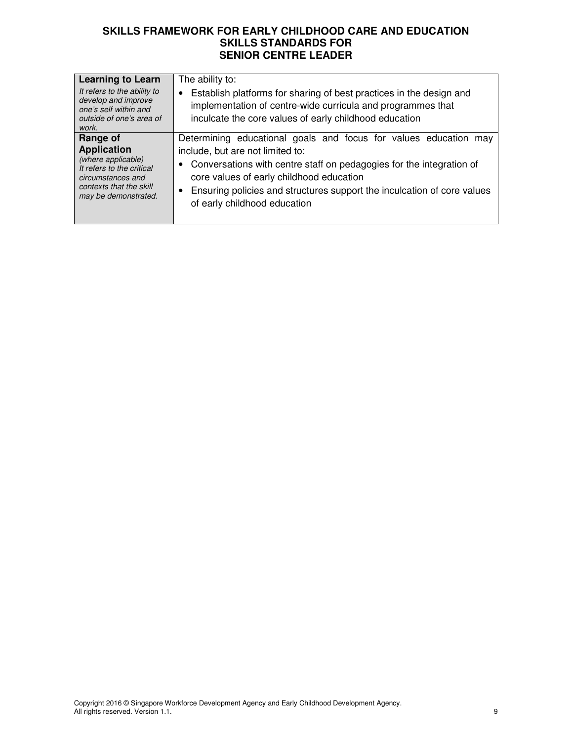| | |
|---|---|
| **Learning to Learn**<br>*It refers to the ability to develop and improve one's self within and outside of one's area of work.* | The ability to:<br>• Establish platforms for sharing of best practices in the design and implementation of centre-wide curricula and programmes that inculcate the core values of early childhood education |
| **Range of Application**<br>*(where applicable)*<br>*It refers to the critical circumstances and contexts that the skill may be demonstrated.* | Determining educational goals and focus for values education may include, but are not limited to:<br>• Conversations with centre staff on pedagogies for the integration of core values of early childhood education<br>• Ensuring policies and structures support the inculcation of core values of early childhood education |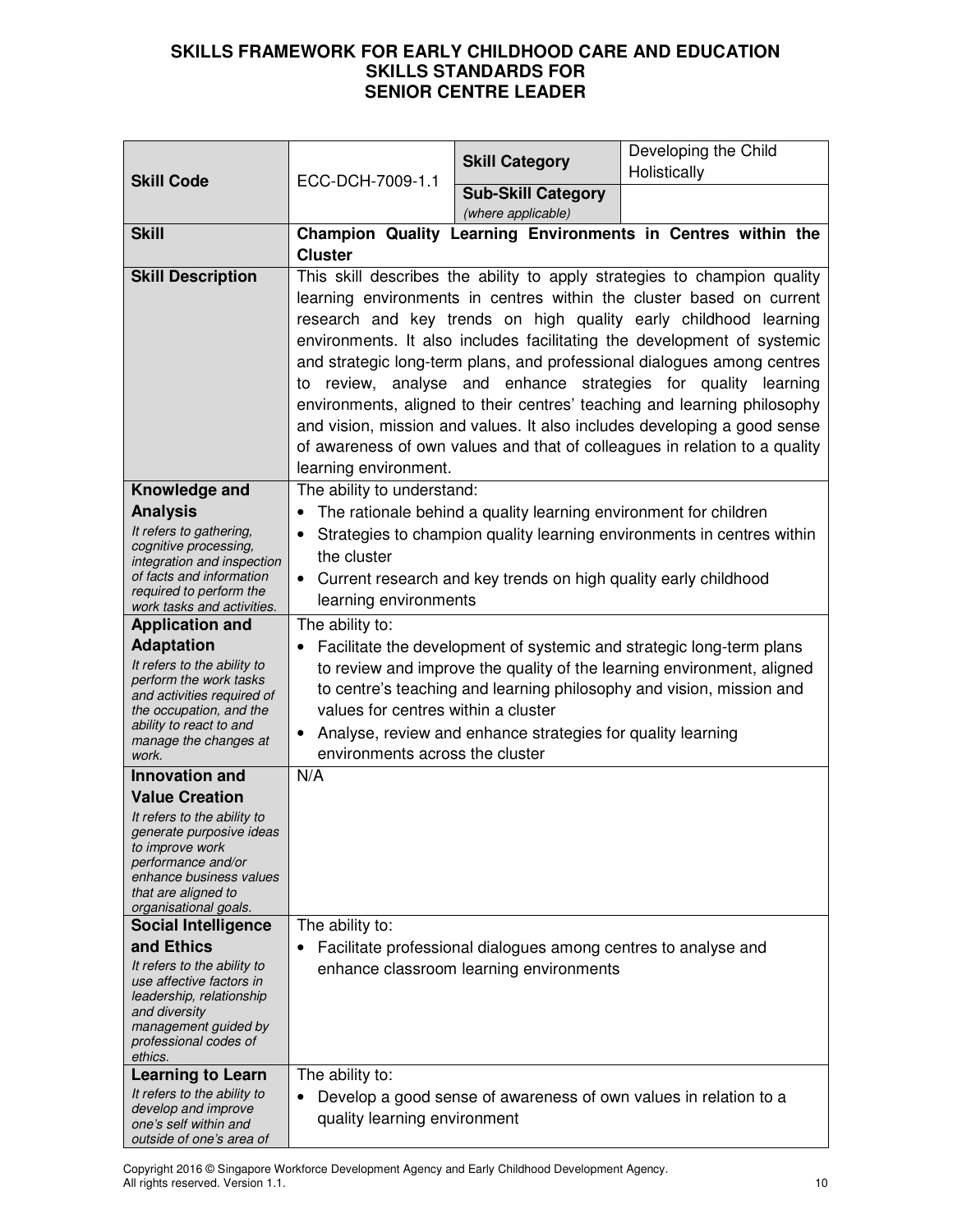# SKILLS FRAMEWORK FOR EARLY CHILDHOOD CARE AND EDUCATION
## SKILLS STANDARDS FOR SENIOR CENTRE LEADER

| | | | |
|---|---|---|---|
| **Skill Code** | ECC-DCH-7009-1.1 | **Skill Category** | Developing the Child Holistically |
| | | **Sub-Skill Category** *(where applicable)* | |
| **Skill** | **Champion Quality Learning Environments in Centres within the Cluster** | | |
| **Skill Description** | This skill describes the ability to apply strategies to champion quality learning environments in centres within the cluster based on current research and key trends on high quality early childhood learning environments. It also includes facilitating the development of systemic and strategic long-term plans, and professional dialogues among centres to review, analyse and enhance strategies for quality learning environments, aligned to their centres' teaching and learning philosophy and vision, mission and values. It also includes developing a good sense of awareness of own values and that of colleagues in relation to a quality learning environment. | | |
| **Knowledge and Analysis**<br>*It refers to gathering, cognitive processing, integration and inspection of facts and information required to perform the work tasks and activities.* | The ability to understand:<br>• The rationale behind a quality learning environment for children<br>• Strategies to champion quality learning environments in centres within the cluster<br>• Current research and key trends on high quality early childhood learning environments | | |
| **Application and Adaptation**<br>*It refers to the ability to perform the work tasks and activities required of the occupation, and the ability to react to and manage the changes at work.* | The ability to:<br>• Facilitate the development of systemic and strategic long-term plans to review and improve the quality of the learning environment, aligned to centre's teaching and learning philosophy and vision, mission and values for centres within a cluster<br>• Analyse, review and enhance strategies for quality learning environments across the cluster | | |
| **Innovation and Value Creation**<br>*It refers to the ability to generate purposive ideas to improve work performance and/or enhance business values that are aligned to organisational goals.* | N/A | | |
| **Social Intelligence and Ethics**<br>*It refers to the ability to use affective factors in leadership, relationship and diversity management guided by professional codes of ethics.* | The ability to:<br>• Facilitate professional dialogues among centres to analyse and enhance classroom learning environments | | |
| **Learning to Learn**<br>*It refers to the ability to develop and improve one's self within and outside of one's area of* | The ability to:<br>• Develop a good sense of awareness of own values in relation to a quality learning environment | | |

Copyright 2016 © Singapore Workforce Development Agency and Early Childhood Development Agency. All rights reserved. Version 1.1.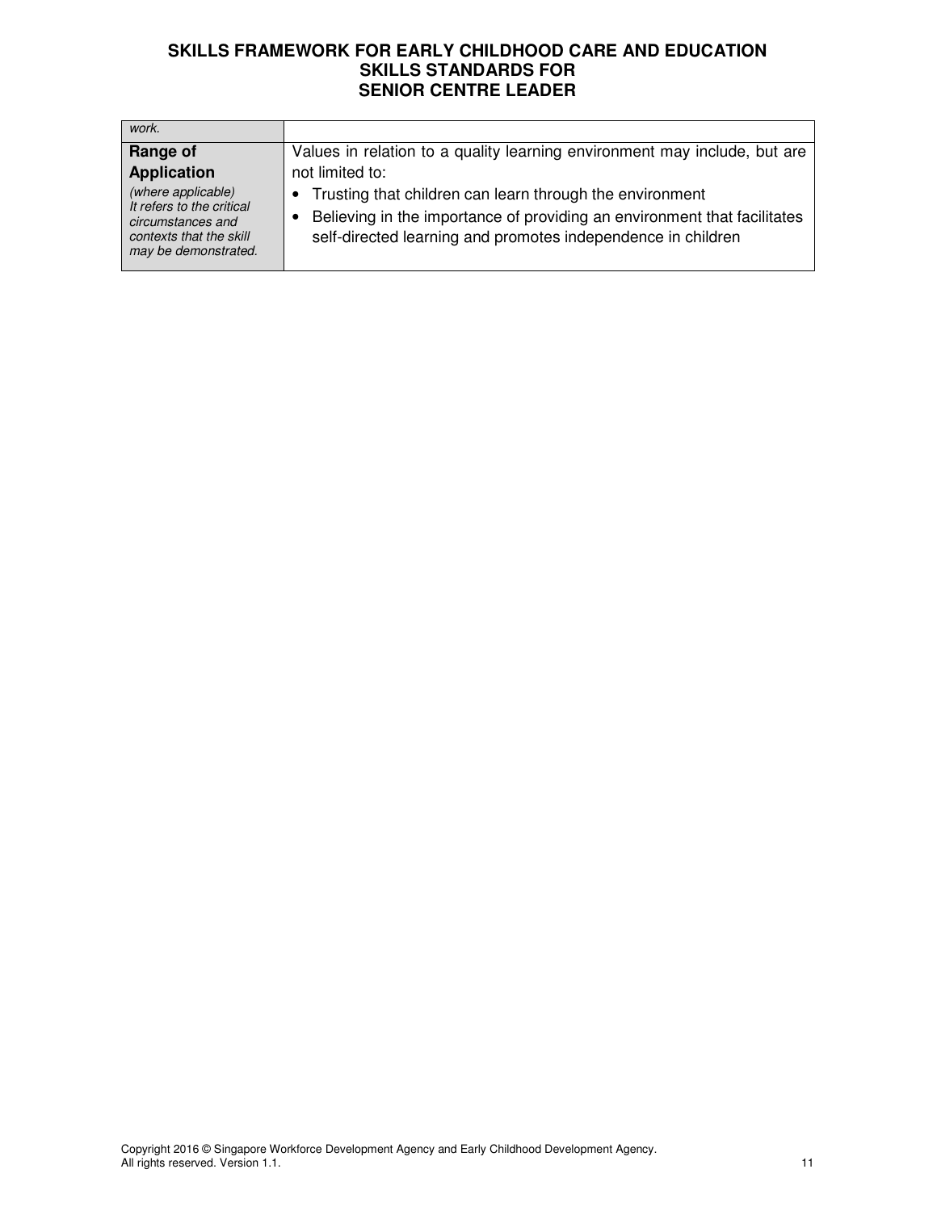| | |
|---|---|
| *work.* | |
| **Range of Application**<br>*(where applicable) It refers to the critical circumstances and contexts that the skill may be demonstrated.* | Values in relation to a quality learning environment may include, but are not limited to:<br>• Trusting that children can learn through the environment<br>• Believing in the importance of providing an environment that facilitates self-directed learning and promotes independence in children |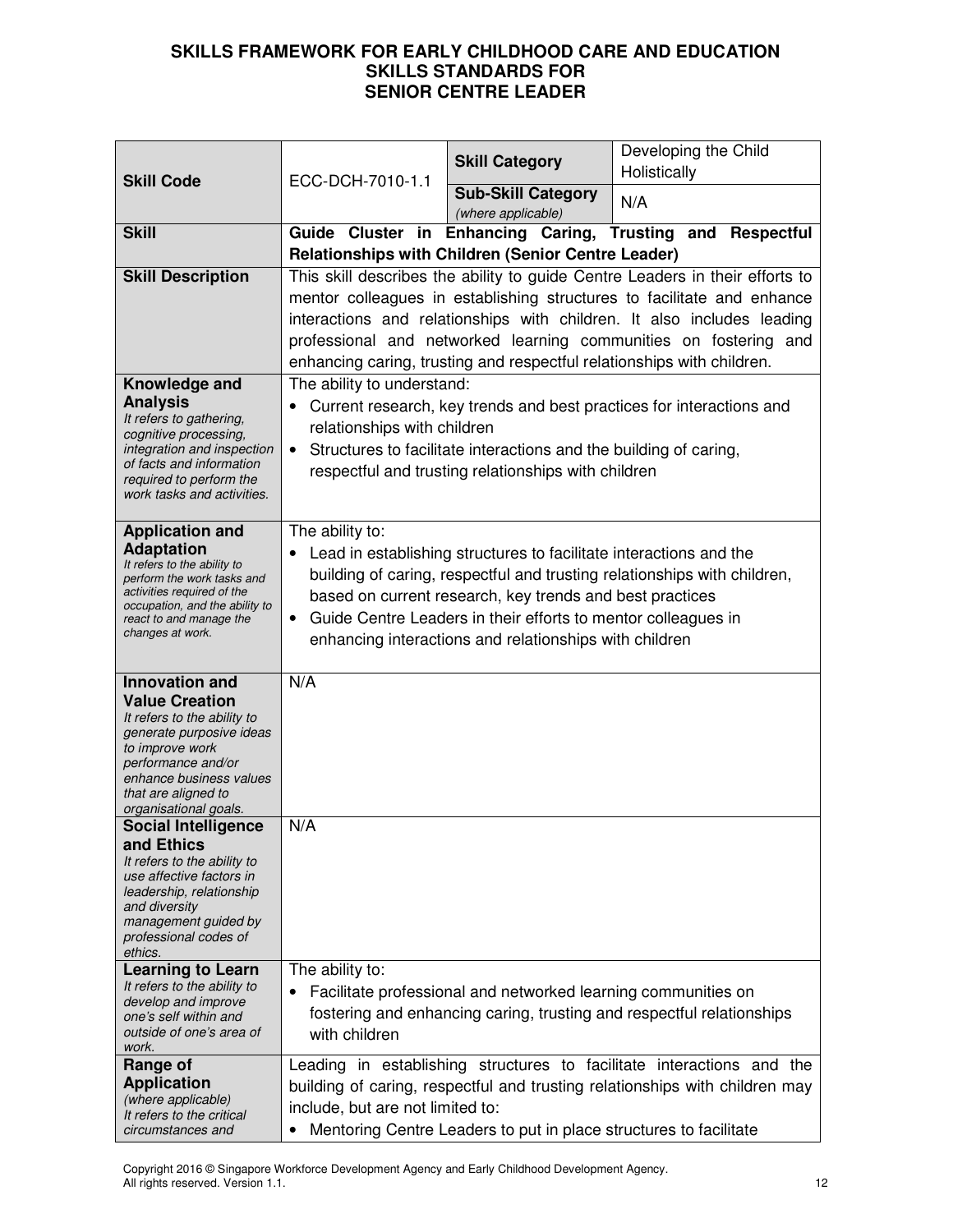# SKILLS FRAMEWORK FOR EARLY CHILDHOOD CARE AND EDUCATION
## SKILLS STANDARDS FOR SENIOR CENTRE LEADER

| **Skill Code** | ECC-DCH-7010-1.1 | **Skill Category** | Developing the Child Holistically |
|---|---|---|---|
| | | **Sub-Skill Category** *(where applicable)* | N/A |
| **Skill** | **Guide Cluster in Enhancing Caring, Trusting and Respectful Relationships with Children (Senior Centre Leader)** | | |
| **Skill Description** | This skill describes the ability to guide Centre Leaders in their efforts to mentor colleagues in establishing structures to facilitate and enhance interactions and relationships with children. It also includes leading professional and networked learning communities on fostering and enhancing caring, trusting and respectful relationships with children. | | |
| **Knowledge and Analysis** *It refers to gathering, cognitive processing, integration and inspection of facts and information required to perform the work tasks and activities.* | The ability to understand:<br>• Current research, key trends and best practices for interactions and relationships with children<br>• Structures to facilitate interactions and the building of caring, respectful and trusting relationships with children | | |
| **Application and Adaptation** *It refers to the ability to perform the work tasks and activities required of the occupation, and the ability to react to and manage the changes at work.* | The ability to:<br>• Lead in establishing structures to facilitate interactions and the building of caring, respectful and trusting relationships with children, based on current research, key trends and best practices<br>• Guide Centre Leaders in their efforts to mentor colleagues in enhancing interactions and relationships with children | | |
| **Innovation and Value Creation** *It refers to the ability to generate purposive ideas to improve work performance and/or enhance business values that are aligned to organisational goals.* | N/A | | |
| **Social Intelligence and Ethics** *It refers to the ability to use affective factors in leadership, relationship and diversity management guided by professional codes of ethics.* | N/A | | |
| **Learning to Learn** *It refers to the ability to develop and improve one's self within and outside of one's area of work.* | The ability to:<br>• Facilitate professional and networked learning communities on fostering and enhancing caring, trusting and respectful relationships with children | | |
| **Range of Application** *(where applicable)* *It refers to the critical circumstances and* | Leading in establishing structures to facilitate interactions and the building of caring, respectful and trusting relationships with children may include, but are not limited to:<br>• Mentoring Centre Leaders to put in place structures to facilitate | | |

Copyright 2016 © Singapore Workforce Development Agency and Early Childhood Development Agency. All rights reserved. Version 1.1.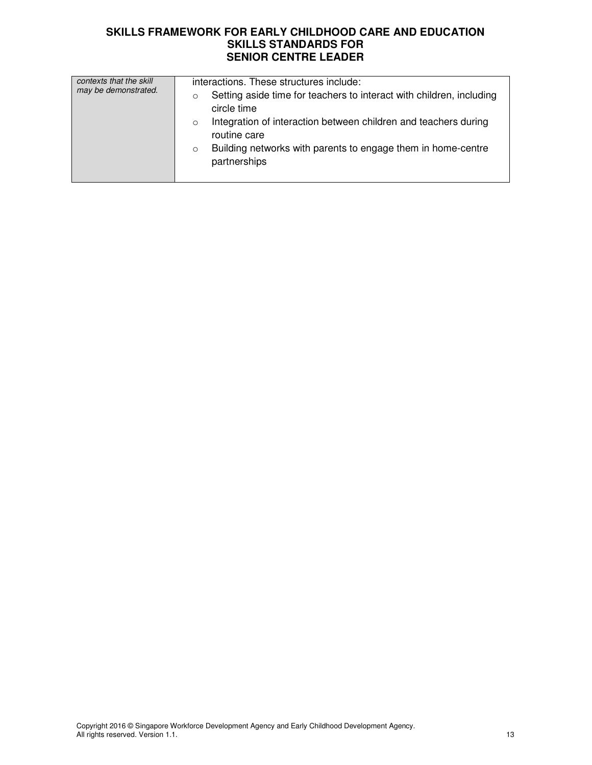| | |
|---|---|
| *contexts that the skill may be demonstrated.* | interactions. These structures include:<br>○ Setting aside time for teachers to interact with children, including circle time<br>○ Integration of interaction between children and teachers during routine care<br>○ Building networks with parents to engage them in home-centre partnerships |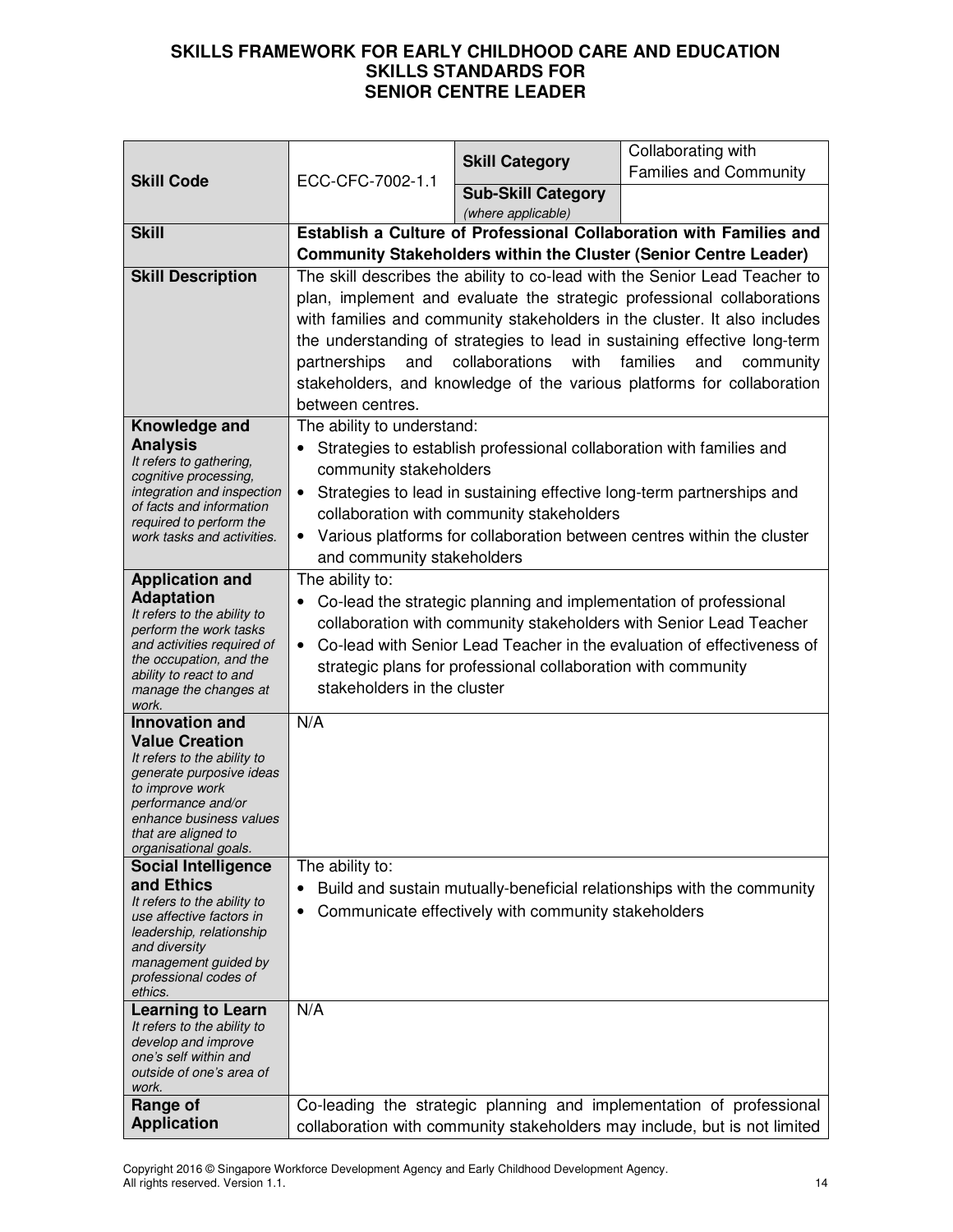**SKILLS FRAMEWORK FOR EARLY CHILDHOOD CARE AND EDUCATION**
**SKILLS STANDARDS FOR**
**SENIOR CENTRE LEADER**

| **Skill Code** | ECC-CFC-7002-1.1 | **Skill Category** | Collaborating with Families and Community |
|---|---|---|---|
| | | **Sub-Skill Category** *(where applicable)* | |
| **Skill** | **Establish a Culture of Professional Collaboration with Families and Community Stakeholders within the Cluster (Senior Centre Leader)** | | |
| **Skill Description** | The skill describes the ability to co-lead with the Senior Lead Teacher to plan, implement and evaluate the strategic professional collaborations with families and community stakeholders in the cluster. It also includes the understanding of strategies to lead in sustaining effective long-term partnerships and collaborations with families and community stakeholders, and knowledge of the various platforms for collaboration between centres. | | |
| **Knowledge and Analysis** *It refers to gathering, cognitive processing, integration and inspection of facts and information required to perform the work tasks and activities.* | The ability to understand: <br>• Strategies to establish professional collaboration with families and community stakeholders <br>• Strategies to lead in sustaining effective long-term partnerships and collaboration with community stakeholders <br>• Various platforms for collaboration between centres within the cluster and community stakeholders | | |
| **Application and Adaptation** *It refers to the ability to perform the work tasks and activities required of the occupation, and the ability to react to and manage the changes at work.* | The ability to: <br>• Co-lead the strategic planning and implementation of professional collaboration with community stakeholders with Senior Lead Teacher <br>• Co-lead with Senior Lead Teacher in the evaluation of effectiveness of strategic plans for professional collaboration with community stakeholders in the cluster | | |
| **Innovation and Value Creation** *It refers to the ability to generate purposive ideas to improve work performance and/or enhance business values that are aligned to organisational goals.* | N/A | | |
| **Social Intelligence and Ethics** *It refers to the ability to use affective factors in leadership, relationship and diversity management guided by professional codes of ethics.* | The ability to: <br>• Build and sustain mutually-beneficial relationships with the community <br>• Communicate effectively with community stakeholders | | |
| **Learning to Learn** *It refers to the ability to develop and improve one's self within and outside of one's area of work.* | N/A | | |
| **Range of Application** | Co-leading the strategic planning and implementation of professional collaboration with community stakeholders may include, but is not limited | | |

Copyright 2016 © Singapore Workforce Development Agency and Early Childhood Development Agency. All rights reserved. Version 1.1.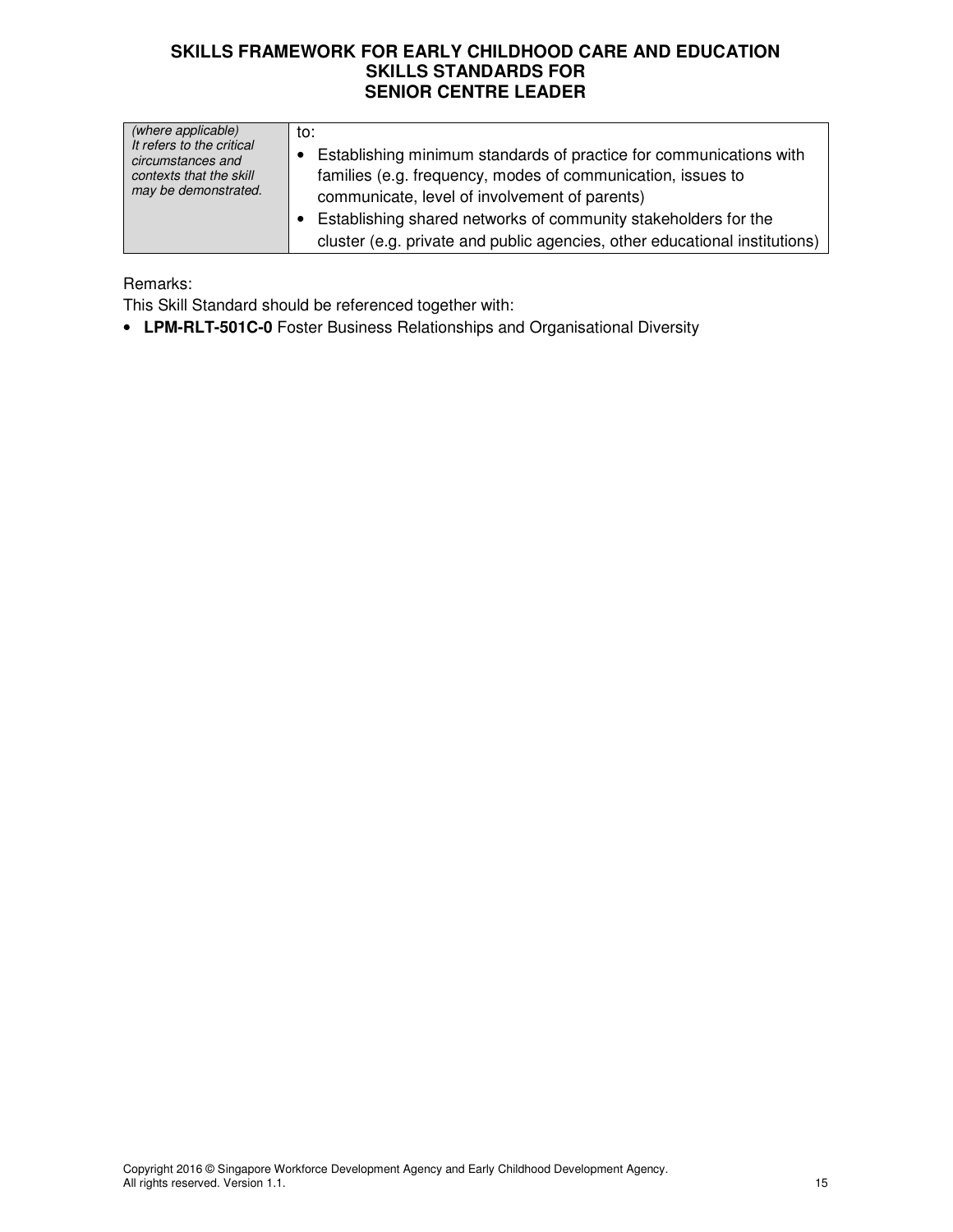| *(where applicable)* *It refers to the critical circumstances and contexts that the skill may be demonstrated.* | to:<br>• Establishing minimum standards of practice for communications with families (e.g. frequency, modes of communication, issues to communicate, level of involvement of parents)<br>• Establishing shared networks of community stakeholders for the cluster (e.g. private and public agencies, other educational institutions) |
|---|---|

Remarks:
This Skill Standard should be referenced together with:

- **LPM-RLT-501C-0** Foster Business Relationships and Organisational Diversity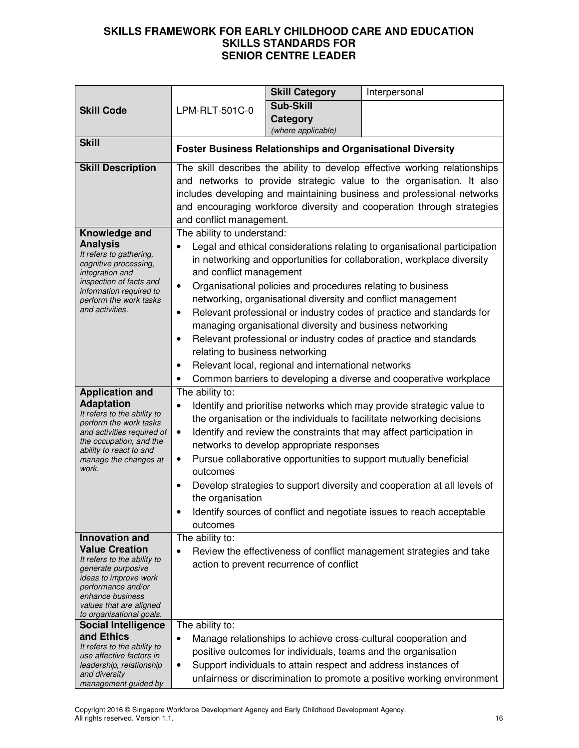**SKILLS FRAMEWORK FOR EARLY CHILDHOOD CARE AND EDUCATION**
**SKILLS STANDARDS FOR**
**SENIOR CENTRE LEADER**

| | | | |
|---|---|---|---|
| **Skill Code** | LPM-RLT-501C-0 | **Skill Category** | Interpersonal |
| | | **Sub-Skill Category** *(where applicable)* | |
| **Skill** | **Foster Business Relationships and Organisational Diversity** | | |
| **Skill Description** | The skill describes the ability to develop effective working relationships and networks to provide strategic value to the organisation. It also includes developing and maintaining business and professional networks and encouraging workforce diversity and cooperation through strategies and conflict management. | | |
| **Knowledge and Analysis** *It refers to gathering, cognitive processing, integration and inspection of facts and information required to perform the work tasks and activities.* | The ability to understand:<br>• Legal and ethical considerations relating to organisational participation in networking and opportunities for collaboration, workplace diversity and conflict management<br>• Organisational policies and procedures relating to business networking, organisational diversity and conflict management<br>• Relevant professional or industry codes of practice and standards for managing organisational diversity and business networking<br>• Relevant professional or industry codes of practice and standards relating to business networking<br>• Relevant local, regional and international networks<br>• Common barriers to developing a diverse and cooperative workplace | | |
| **Application and Adaptation** *It refers to the ability to perform the work tasks and activities required of the occupation, and the ability to react to and manage the changes at work.* | The ability to:<br>• Identify and prioritise networks which may provide strategic value to the organisation or the individuals to facilitate networking decisions<br>• Identify and review the constraints that may affect participation in networks to develop appropriate responses<br>• Pursue collaborative opportunities to support mutually beneficial outcomes<br>• Develop strategies to support diversity and cooperation at all levels of the organisation<br>• Identify sources of conflict and negotiate issues to reach acceptable outcomes | | |
| **Innovation and Value Creation** *It refers to the ability to generate purposive ideas to improve work performance and/or enhance business values that are aligned to organisational goals.* | The ability to:<br>• Review the effectiveness of conflict management strategies and take action to prevent recurrence of conflict | | |
| **Social Intelligence and Ethics** *It refers to the ability to use affective factors in leadership, relationship and diversity management guided by* | The ability to:<br>• Manage relationships to achieve cross-cultural cooperation and positive outcomes for individuals, teams and the organisation<br>• Support individuals to attain respect and address instances of unfairness or discrimination to promote a positive working environment | | |

Copyright 2016 © Singapore Workforce Development Agency and Early Childhood Development Agency. All rights reserved. Version 1.1.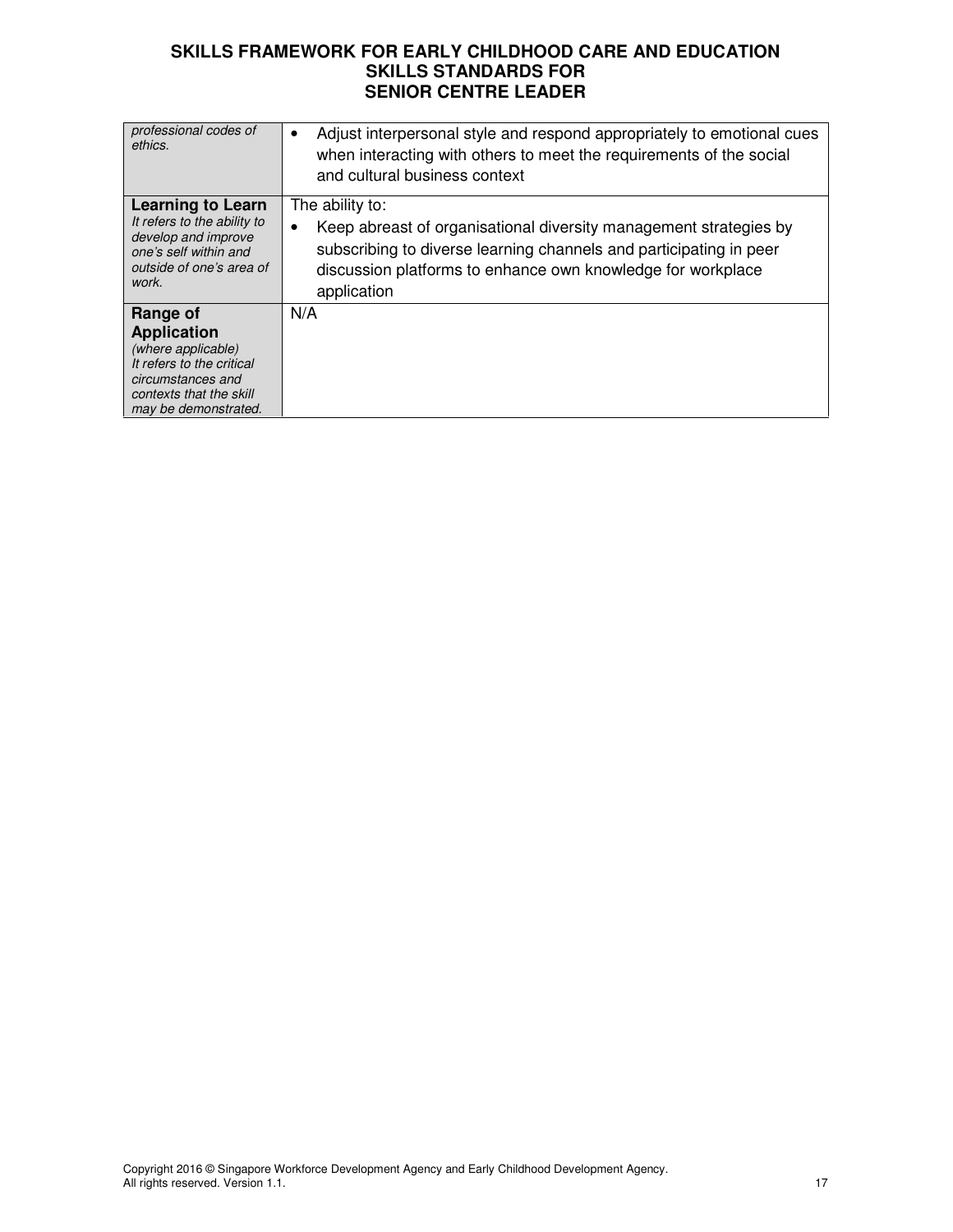| | |
|---|---|
| *professional codes of ethics.* | • Adjust interpersonal style and respond appropriately to emotional cues when interacting with others to meet the requirements of the social and cultural business context |
| **Learning to Learn** *It refers to the ability to develop and improve one's self within and outside of one's area of work.* | The ability to: • Keep abreast of organisational diversity management strategies by subscribing to diverse learning channels and participating in peer discussion platforms to enhance own knowledge for workplace application |
| **Range of Application** *(where applicable) It refers to the critical circumstances and contexts that the skill may be demonstrated.* | N/A |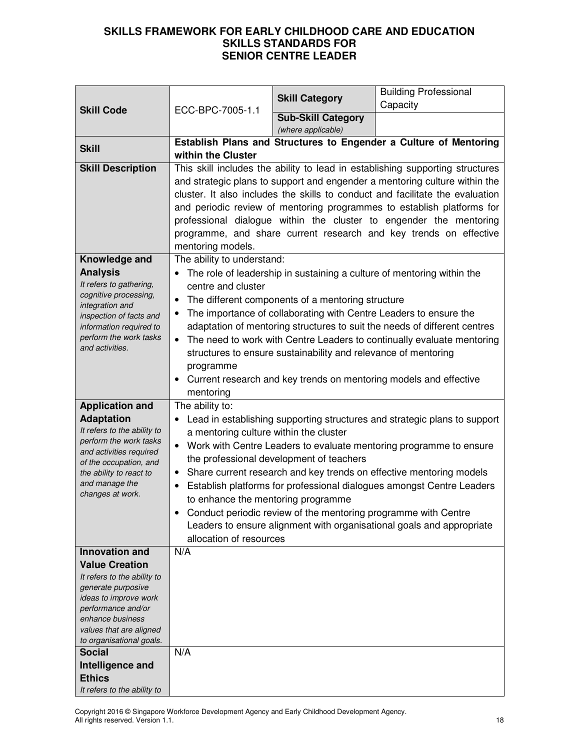**SKILLS FRAMEWORK FOR EARLY CHILDHOOD CARE AND EDUCATION**
**SKILLS STANDARDS FOR**
**SENIOR CENTRE LEADER**

| **Skill Code** | ECC-BPC-7005-1.1 | **Skill Category** | Building Professional Capacity |
|---|---|---|---|
| | | **Sub-Skill Category** *(where applicable)* | |
| **Skill** | **Establish Plans and Structures to Engender a Culture of Mentoring within the Cluster** | | |
| **Skill Description** | This skill includes the ability to lead in establishing supporting structures and strategic plans to support and engender a mentoring culture within the cluster. It also includes the skills to conduct and facilitate the evaluation and periodic review of mentoring programmes to establish platforms for professional dialogue within the cluster to engender the mentoring programme, and share current research and key trends on effective mentoring models. | | |
| **Knowledge and Analysis** *It refers to gathering, cognitive processing, integration and inspection of facts and information required to perform the work tasks and activities.* | The ability to understand:<br>• The role of leadership in sustaining a culture of mentoring within the centre and cluster<br>• The different components of a mentoring structure<br>• The importance of collaborating with Centre Leaders to ensure the adaptation of mentoring structures to suit the needs of different centres<br>• The need to work with Centre Leaders to continually evaluate mentoring structures to ensure sustainability and relevance of mentoring programme<br>• Current research and key trends on mentoring models and effective mentoring | | |
| **Application and Adaptation** *It refers to the ability to perform the work tasks and activities required of the occupation, and the ability to react to and manage the changes at work.* | The ability to:<br>• Lead in establishing supporting structures and strategic plans to support a mentoring culture within the cluster<br>• Work with Centre Leaders to evaluate mentoring programme to ensure the professional development of teachers<br>• Share current research and key trends on effective mentoring models<br>• Establish platforms for professional dialogues amongst Centre Leaders to enhance the mentoring programme<br>• Conduct periodic review of the mentoring programme with Centre Leaders to ensure alignment with organisational goals and appropriate allocation of resources | | |
| **Innovation and Value Creation** *It refers to the ability to generate purposive ideas to improve work performance and/or enhance business values that are aligned to organisational goals.* | N/A | | |
| **Social Intelligence and Ethics** *It refers to the ability to* | N/A | | |

Copyright 2016 © Singapore Workforce Development Agency and Early Childhood Development Agency. All rights reserved. Version 1.1.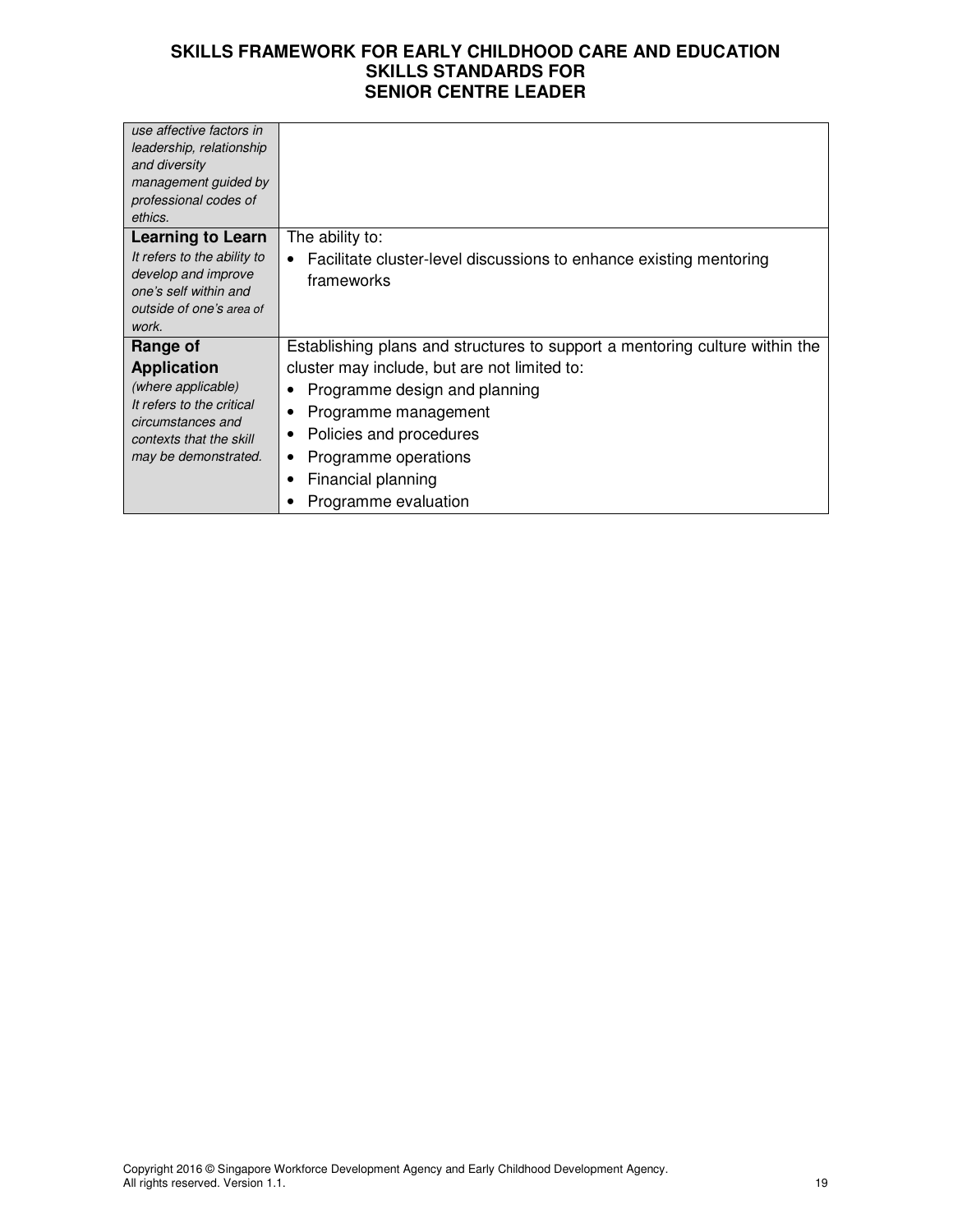| | |
|---|---|
| *use affective factors in leadership, relationship and diversity management guided by professional codes of ethics.* | |
| **Learning to Learn** *It refers to the ability to develop and improve one's self within and outside of one's area of work.* | The ability to: • Facilitate cluster-level discussions to enhance existing mentoring frameworks |
| **Range of Application** *(where applicable) It refers to the critical circumstances and contexts that the skill may be demonstrated.* | Establishing plans and structures to support a mentoring culture within the cluster may include, but are not limited to: • Programme design and planning • Programme management • Policies and procedures • Programme operations • Financial planning • Programme evaluation |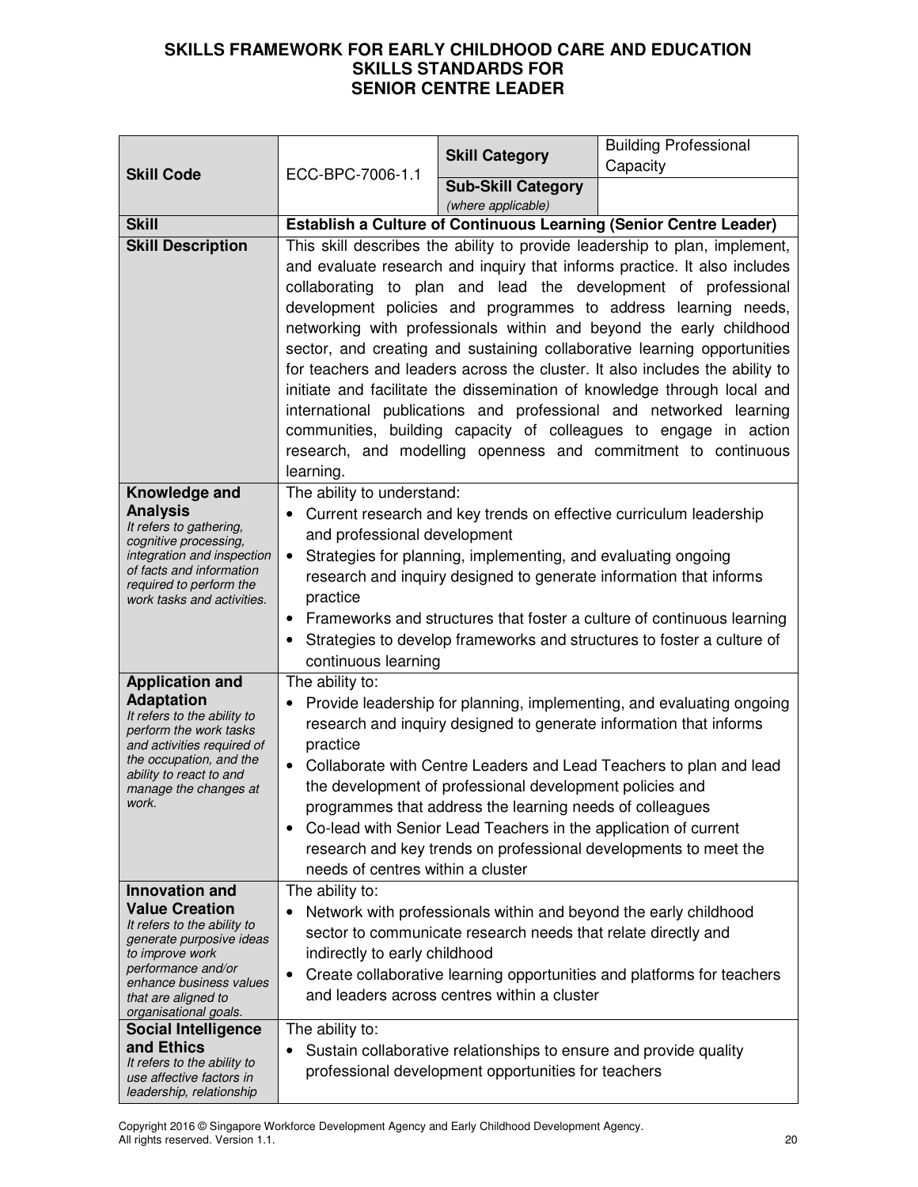**SKILLS FRAMEWORK FOR EARLY CHILDHOOD CARE AND EDUCATION**
**SKILLS STANDARDS FOR**
**SENIOR CENTRE LEADER**

| **Skill Code** | ECC-BPC-7006-1.1 | **Skill Category** | Building Professional Capacity |
|---|---|---|---|
| | | **Sub-Skill Category** *(where applicable)* | |
| **Skill** | **Establish a Culture of Continuous Learning (Senior Centre Leader)** | | |
| **Skill Description** | This skill describes the ability to provide leadership to plan, implement, and evaluate research and inquiry that informs practice. It also includes collaborating to plan and lead the development of professional development policies and programmes to address learning needs, networking with professionals within and beyond the early childhood sector, and creating and sustaining collaborative learning opportunities for teachers and leaders across the cluster. It also includes the ability to initiate and facilitate the dissemination of knowledge through local and international publications and professional and networked learning communities, building capacity of colleagues to engage in action research, and modelling openness and commitment to continuous learning. | | |
| **Knowledge and Analysis** *It refers to gathering, cognitive processing, integration and inspection of facts and information required to perform the work tasks and activities.* | The ability to understand: <br>• Current research and key trends on effective curriculum leadership and professional development <br>• Strategies for planning, implementing, and evaluating ongoing research and inquiry designed to generate information that informs practice <br>• Frameworks and structures that foster a culture of continuous learning <br>• Strategies to develop frameworks and structures to foster a culture of continuous learning | | |
| **Application and Adaptation** *It refers to the ability to perform the work tasks and activities required of the occupation, and the ability to react to and manage the changes at work.* | The ability to: <br>• Provide leadership for planning, implementing, and evaluating ongoing research and inquiry designed to generate information that informs practice <br>• Collaborate with Centre Leaders and Lead Teachers to plan and lead the development of professional development policies and programmes that address the learning needs of colleagues <br>• Co-lead with Senior Lead Teachers in the application of current research and key trends on professional developments to meet the needs of centres within a cluster | | |
| **Innovation and Value Creation** *It refers to the ability to generate purposive ideas to improve work performance and/or enhance business values that are aligned to organisational goals.* | The ability to: <br>• Network with professionals within and beyond the early childhood sector to communicate research needs that relate directly and indirectly to early childhood <br>• Create collaborative learning opportunities and platforms for teachers and leaders across centres within a cluster | | |
| **Social Intelligence and Ethics** *It refers to the ability to use affective factors in leadership, relationship* | The ability to: <br>• Sustain collaborative relationships to ensure and provide quality professional development opportunities for teachers | | |

Copyright 2016 © Singapore Workforce Development Agency and Early Childhood Development Agency. All rights reserved. Version 1.1.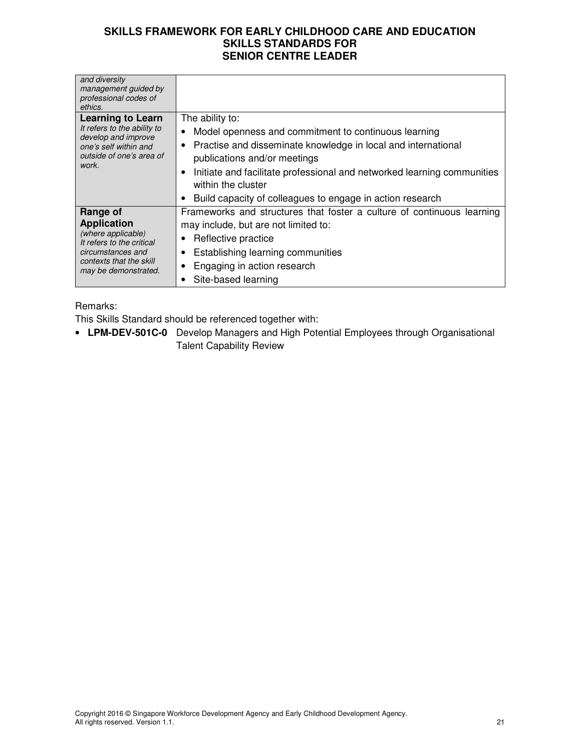| | |
|---|---|
| *and diversity management guided by professional codes of ethics.* | |
| **Learning to Learn** *It refers to the ability to develop and improve one's self within and outside of one's area of work.* | The ability to: <br>• Model openness and commitment to continuous learning <br>• Practise and disseminate knowledge in local and international publications and/or meetings <br>• Initiate and facilitate professional and networked learning communities within the cluster <br>• Build capacity of colleagues to engage in action research |
| **Range of Application** *(where applicable) It refers to the critical circumstances and contexts that the skill may be demonstrated.* | Frameworks and structures that foster a culture of continuous learning may include, but are not limited to: <br>• Reflective practice <br>• Establishing learning communities <br>• Engaging in action research <br>• Site-based learning |

Remarks:

This Skills Standard should be referenced together with:

- **LPM-DEV-501C-0** Develop Managers and High Potential Employees through Organisational Talent Capability Review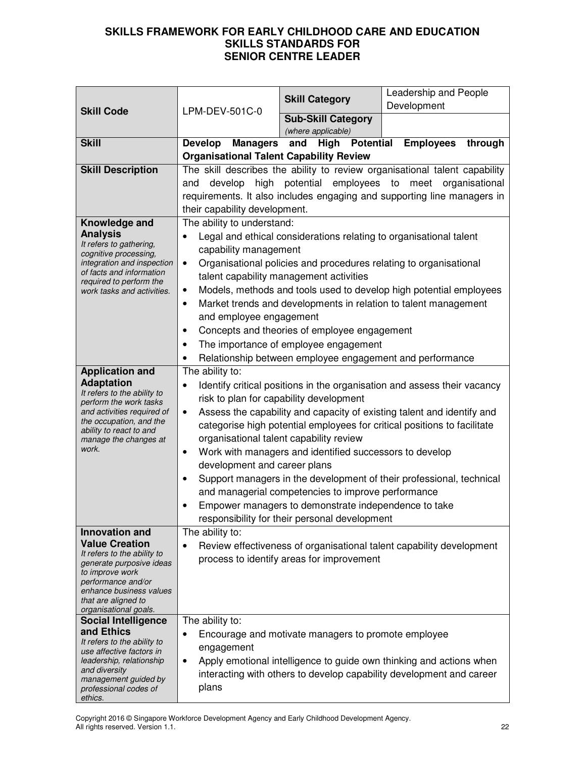# SKILLS FRAMEWORK FOR EARLY CHILDHOOD CARE AND EDUCATION
## SKILLS STANDARDS FOR
## SENIOR CENTRE LEADER

| **Skill Code** | LPM-DEV-501C-0 | **Skill Category** | Leadership and People Development |
|---|---|---|---|
| | | **Sub-Skill Category** *(where applicable)* | |
| **Skill** | **Develop Managers and High Potential Employees through Organisational Talent Capability Review** | | |
| **Skill Description** | The skill describes the ability to review organisational talent capability and develop high potential employees to meet organisational requirements. It also includes engaging and supporting line managers in their capability development. | | |
| **Knowledge and Analysis** *It refers to gathering, cognitive processing, integration and inspection of facts and information required to perform the work tasks and activities.* | The ability to understand: <br>• Legal and ethical considerations relating to organisational talent capability management <br>• Organisational policies and procedures relating to organisational talent capability management activities <br>• Models, methods and tools used to develop high potential employees <br>• Market trends and developments in relation to talent management and employee engagement <br>• Concepts and theories of employee engagement <br>• The importance of employee engagement <br>• Relationship between employee engagement and performance | | |
| **Application and Adaptation** *It refers to the ability to perform the work tasks and activities required of the occupation, and the ability to react to and manage the changes at work.* | The ability to: <br>• Identify critical positions in the organisation and assess their vacancy risk to plan for capability development <br>• Assess the capability and capacity of existing talent and identify and categorise high potential employees for critical positions to facilitate organisational talent capability review <br>• Work with managers and identified successors to develop development and career plans <br>• Support managers in the development of their professional, technical and managerial competencies to improve performance <br>• Empower managers to demonstrate independence to take responsibility for their personal development | | |
| **Innovation and Value Creation** *It refers to the ability to generate purposive ideas to improve work performance and/or enhance business values that are aligned to organisational goals.* | The ability to: <br>• Review effectiveness of organisational talent capability development process to identify areas for improvement | | |
| **Social Intelligence and Ethics** *It refers to the ability to use affective factors in leadership, relationship and diversity management guided by professional codes of ethics.* | The ability to: <br>• Encourage and motivate managers to promote employee engagement <br>• Apply emotional intelligence to guide own thinking and actions when interacting with others to develop capability development and career plans | | |

Copyright 2016 © Singapore Workforce Development Agency and Early Childhood Development Agency.
All rights reserved. Version 1.1.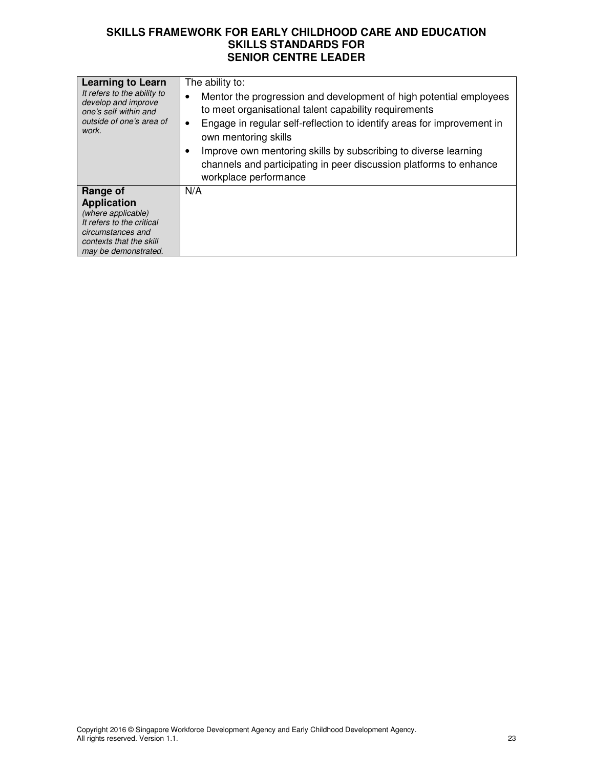**SKILLS FRAMEWORK FOR EARLY CHILDHOOD CARE AND EDUCATION**
**SKILLS STANDARDS FOR**
**SENIOR CENTRE LEADER**

| | |
|---|---|
| **Learning to Learn**<br>*It refers to the ability to develop and improve one's self within and outside of one's area of work.* | The ability to:<br>• Mentor the progression and development of high potential employees to meet organisational talent capability requirements<br>• Engage in regular self-reflection to identify areas for improvement in own mentoring skills<br>• Improve own mentoring skills by subscribing to diverse learning channels and participating in peer discussion platforms to enhance workplace performance |
| **Range of Application**<br>*(where applicable)*<br>*It refers to the critical circumstances and contexts that the skill may be demonstrated.* | N/A |

Copyright 2016 © Singapore Workforce Development Agency and Early Childhood Development Agency.
All rights reserved. Version 1.1.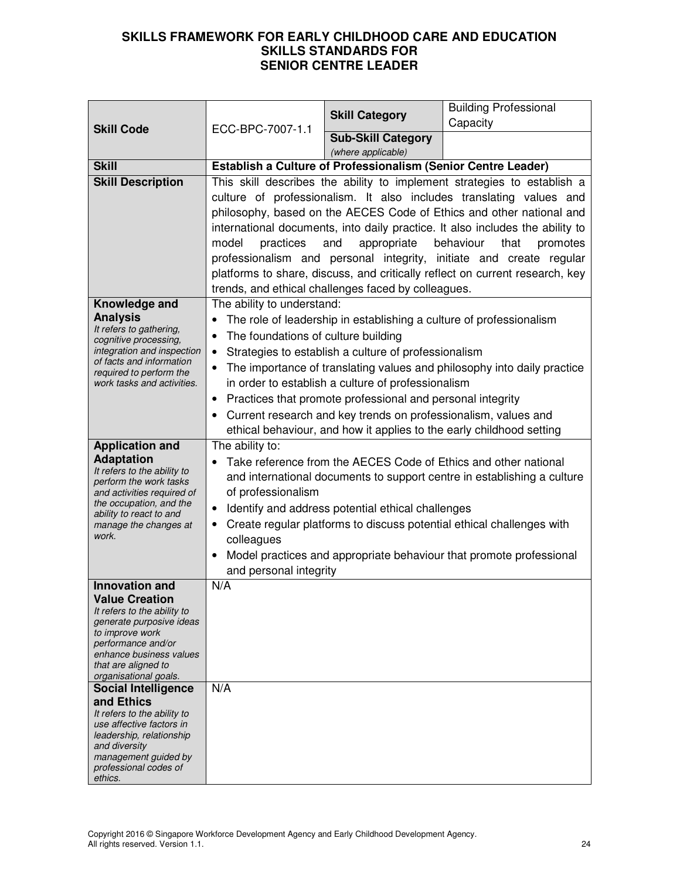# SKILLS FRAMEWORK FOR EARLY CHILDHOOD CARE AND EDUCATION
## SKILLS STANDARDS FOR
## SENIOR CENTRE LEADER

| **Skill Code** | ECC-BPC-7007-1.1 | **Skill Category** | Building Professional Capacity |
|---|---|---|---|
| | | **Sub-Skill Category** *(where applicable)* | |
| **Skill** | **Establish a Culture of Professionalism (Senior Centre Leader)** | | |
| **Skill Description** | This skill describes the ability to implement strategies to establish a culture of professionalism. It also includes translating values and philosophy, based on the AECES Code of Ethics and other national and international documents, into daily practice. It also includes the ability to model practices and appropriate behaviour that promotes professionalism and personal integrity, initiate and create regular platforms to share, discuss, and critically reflect on current research, key trends, and ethical challenges faced by colleagues. | | |
| **Knowledge and Analysis** *It refers to gathering, cognitive processing, integration and inspection of facts and information required to perform the work tasks and activities.* | The ability to understand:<br>• The role of leadership in establishing a culture of professionalism<br>• The foundations of culture building<br>• Strategies to establish a culture of professionalism<br>• The importance of translating values and philosophy into daily practice in order to establish a culture of professionalism<br>• Practices that promote professional and personal integrity<br>• Current research and key trends on professionalism, values and ethical behaviour, and how it applies to the early childhood setting | | |
| **Application and Adaptation** *It refers to the ability to perform the work tasks and activities required of the occupation, and the ability to react to and manage the changes at work.* | The ability to:<br>• Take reference from the AECES Code of Ethics and other national and international documents to support centre in establishing a culture of professionalism<br>• Identify and address potential ethical challenges<br>• Create regular platforms to discuss potential ethical challenges with colleagues<br>• Model practices and appropriate behaviour that promote professional and personal integrity | | |
| **Innovation and Value Creation** *It refers to the ability to generate purposive ideas to improve work performance and/or enhance business values that are aligned to organisational goals.* | N/A | | |
| **Social Intelligence and Ethics** *It refers to the ability to use affective factors in leadership, relationship and diversity management guided by professional codes of ethics.* | N/A | | |

Copyright 2016 © Singapore Workforce Development Agency and Early Childhood Development Agency.
All rights reserved. Version 1.1.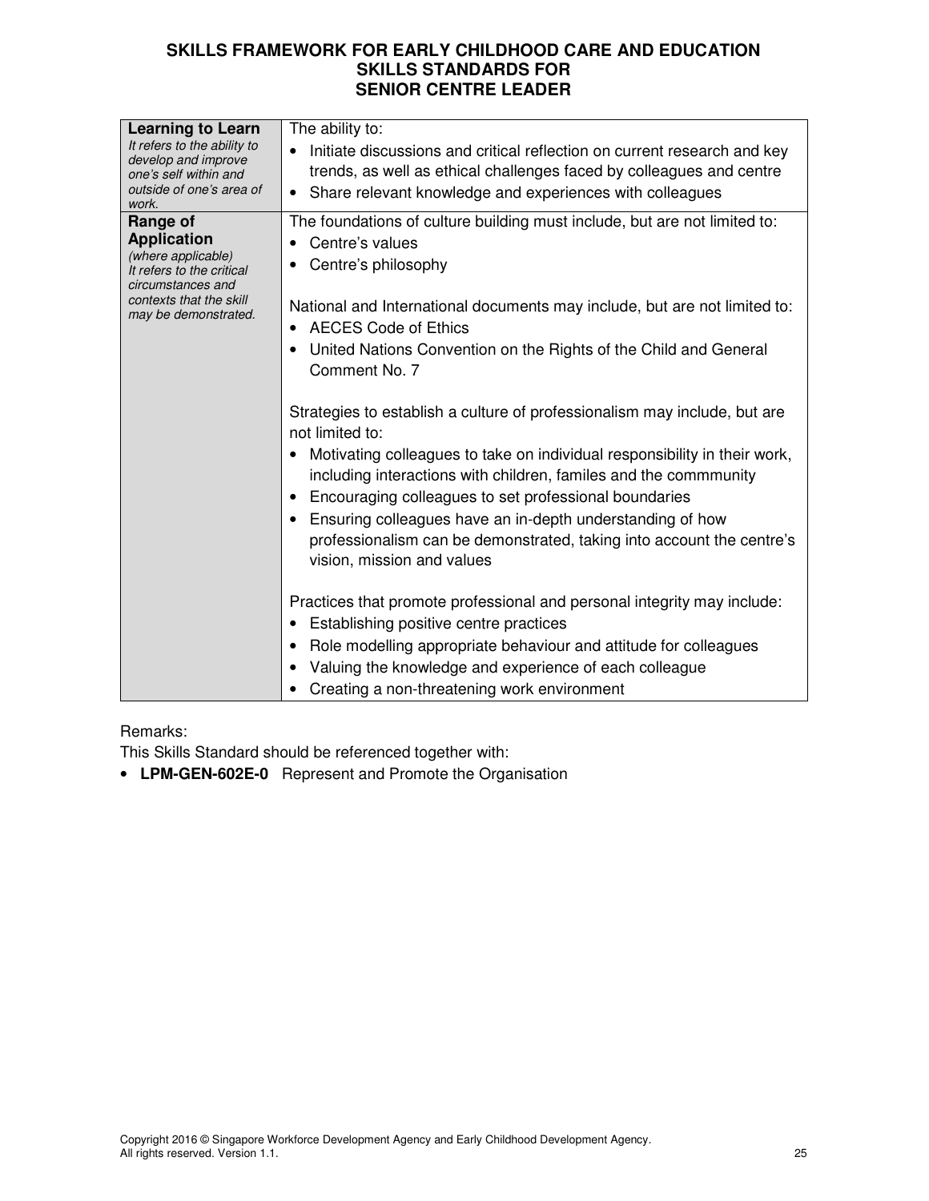| | |
|---|---|
| **Learning to Learn**<br>*It refers to the ability to develop and improve one's self within and outside of one's area of work.* | The ability to:<br>• Initiate discussions and critical reflection on current research and key trends, as well as ethical challenges faced by colleagues and centre<br>• Share relevant knowledge and experiences with colleagues |
| **Range of Application**<br>*(where applicable)*<br>*It refers to the critical circumstances and contexts that the skill may be demonstrated.* | The foundations of culture building must include, but are not limited to:<br>• Centre's values<br>• Centre's philosophy<br><br>National and International documents may include, but are not limited to:<br>• AECES Code of Ethics<br>• United Nations Convention on the Rights of the Child and General Comment No. 7<br><br>Strategies to establish a culture of professionalism may include, but are not limited to:<br>• Motivating colleagues to take on individual responsibility in their work, including interactions with children, familes and the commmunity<br>• Encouraging colleagues to set professional boundaries<br>• Ensuring colleagues have an in-depth understanding of how professionalism can be demonstrated, taking into account the centre's vision, mission and values<br><br>Practices that promote professional and personal integrity may include:<br>• Establishing positive centre practices<br>• Role modelling appropriate behaviour and attitude for colleagues<br>• Valuing the knowledge and experience of each colleague<br>• Creating a non-threatening work environment |

Remarks:
This Skills Standard should be referenced together with:
- **LPM-GEN-602E-0** Represent and Promote the Organisation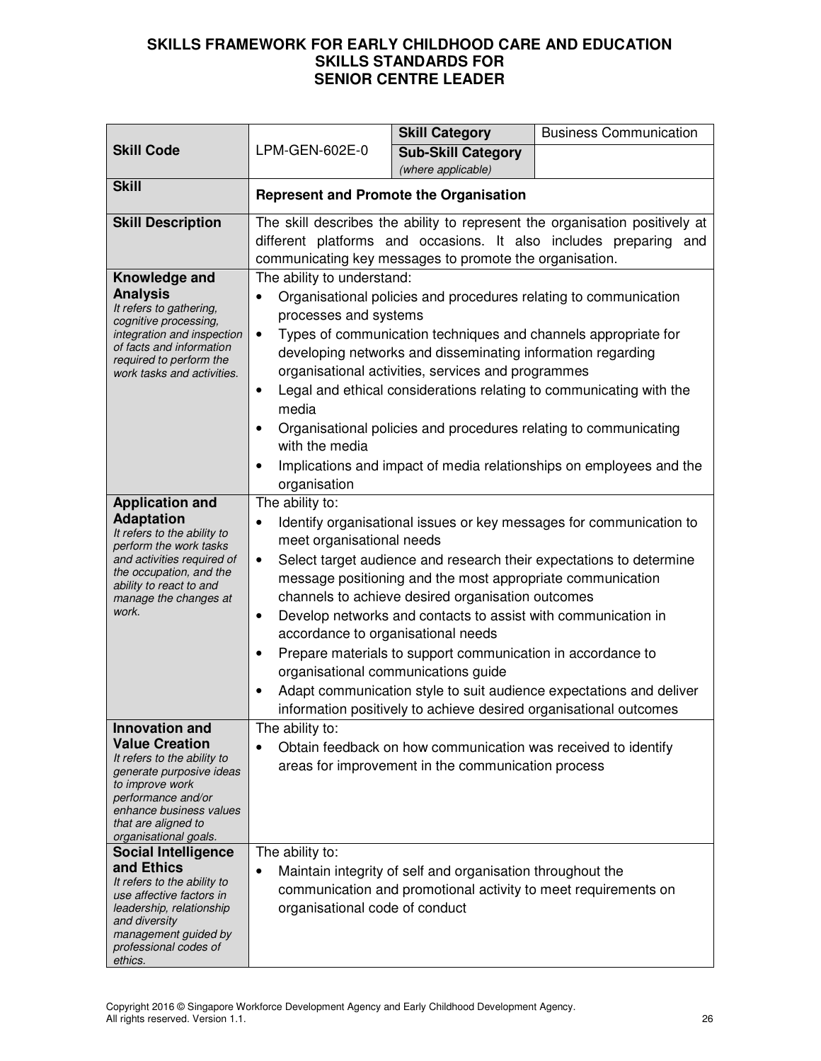# SKILLS FRAMEWORK FOR EARLY CHILDHOOD CARE AND EDUCATION
## SKILLS STANDARDS FOR
## SENIOR CENTRE LEADER

| **Skill Code** | LPM-GEN-602E-0 | **Skill Category** | Business Communication |
|---|---|---|---|
| | | **Sub-Skill Category** *(where applicable)* | |
| **Skill** | **Represent and Promote the Organisation** | | |
| **Skill Description** | The skill describes the ability to represent the organisation positively at different platforms and occasions. It also includes preparing and communicating key messages to promote the organisation. | | |
| **Knowledge and Analysis** *It refers to gathering, cognitive processing, integration and inspection of facts and information required to perform the work tasks and activities.* | The ability to understand: <br>• Organisational policies and procedures relating to communication processes and systems <br>• Types of communication techniques and channels appropriate for developing networks and disseminating information regarding organisational activities, services and programmes <br>• Legal and ethical considerations relating to communicating with the media <br>• Organisational policies and procedures relating to communicating with the media <br>• Implications and impact of media relationships on employees and the organisation | | |
| **Application and Adaptation** *It refers to the ability to perform the work tasks and activities required of the occupation, and the ability to react to and manage the changes at work.* | The ability to: <br>• Identify organisational issues or key messages for communication to meet organisational needs <br>• Select target audience and research their expectations to determine message positioning and the most appropriate communication channels to achieve desired organisation outcomes <br>• Develop networks and contacts to assist with communication in accordance to organisational needs <br>• Prepare materials to support communication in accordance to organisational communications guide <br>• Adapt communication style to suit audience expectations and deliver information positively to achieve desired organisational outcomes | | |
| **Innovation and Value Creation** *It refers to the ability to generate purposive ideas to improve work performance and/or enhance business values that are aligned to organisational goals.* | The ability to: <br>• Obtain feedback on how communication was received to identify areas for improvement in the communication process | | |
| **Social Intelligence and Ethics** *It refers to the ability to use affective factors in leadership, relationship and diversity management guided by professional codes of ethics.* | The ability to: <br>• Maintain integrity of self and organisation throughout the communication and promotional activity to meet requirements on organisational code of conduct | | |

Copyright 2016 © Singapore Workforce Development Agency and Early Childhood Development Agency. All rights reserved. Version 1.1.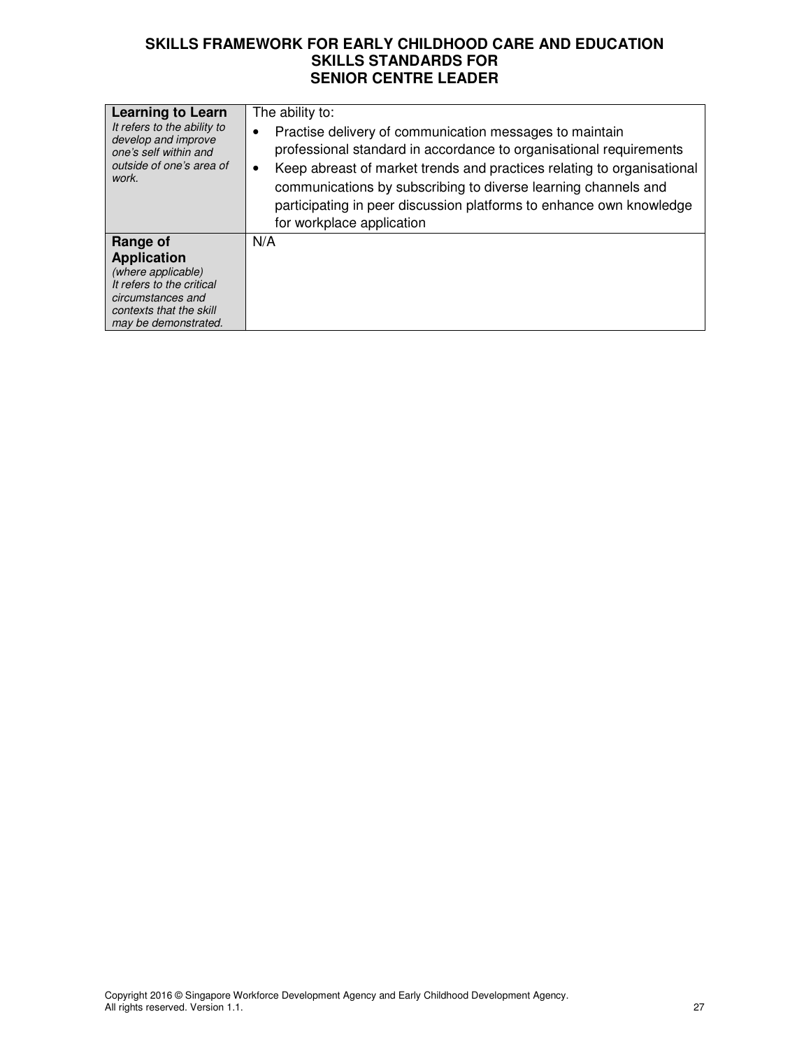| | |
|---|---|
| **Learning to Learn** *It refers to the ability to develop and improve one's self within and outside of one's area of work.* | The ability to: <br>• Practise delivery of communication messages to maintain professional standard in accordance to organisational requirements <br>• Keep abreast of market trends and practices relating to organisational communications by subscribing to diverse learning channels and participating in peer discussion platforms to enhance own knowledge for workplace application |
| **Range of Application** *(where applicable) It refers to the critical circumstances and contexts that the skill may be demonstrated.* | N/A |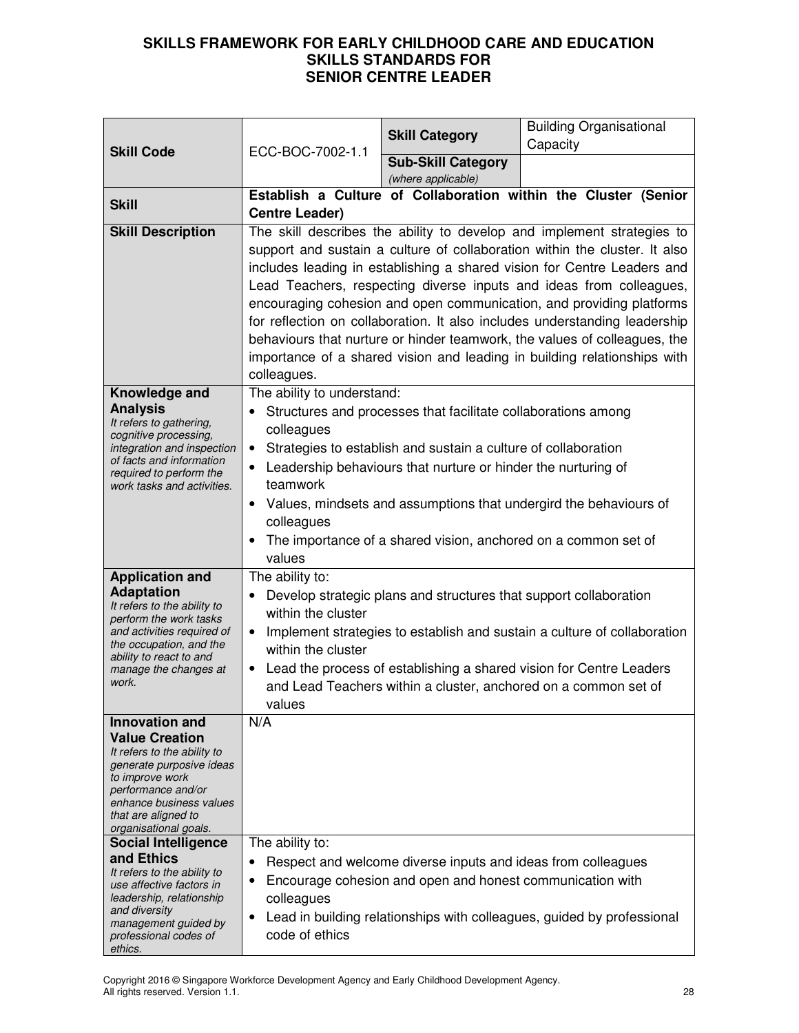# SKILLS FRAMEWORK FOR EARLY CHILDHOOD CARE AND EDUCATION
## SKILLS STANDARDS FOR
## SENIOR CENTRE LEADER

| **Skill Code** | ECC-BOC-7002-1.1 | **Skill Category** | Building Organisational Capacity |
|---|---|---|---|
| | | **Sub-Skill Category** *(where applicable)* | |
| **Skill** | **Establish a Culture of Collaboration within the Cluster (Senior Centre Leader)** | | |
| **Skill Description** | The skill describes the ability to develop and implement strategies to support and sustain a culture of collaboration within the cluster. It also includes leading in establishing a shared vision for Centre Leaders and Lead Teachers, respecting diverse inputs and ideas from colleagues, encouraging cohesion and open communication, and providing platforms for reflection on collaboration. It also includes understanding leadership behaviours that nurture or hinder teamwork, the values of colleagues, the importance of a shared vision and leading in building relationships with colleagues. | | |
| **Knowledge and Analysis** *It refers to gathering, cognitive processing, integration and inspection of facts and information required to perform the work tasks and activities.* | The ability to understand:<br>• Structures and processes that facilitate collaborations among colleagues<br>• Strategies to establish and sustain a culture of collaboration<br>• Leadership behaviours that nurture or hinder the nurturing of teamwork<br>• Values, mindsets and assumptions that undergird the behaviours of colleagues<br>• The importance of a shared vision, anchored on a common set of values | | |
| **Application and Adaptation** *It refers to the ability to perform the work tasks and activities required of the occupation, and the ability to react to and manage the changes at work.* | The ability to:<br>• Develop strategic plans and structures that support collaboration within the cluster<br>• Implement strategies to establish and sustain a culture of collaboration within the cluster<br>• Lead the process of establishing a shared vision for Centre Leaders and Lead Teachers within a cluster, anchored on a common set of values | | |
| **Innovation and Value Creation** *It refers to the ability to generate purposive ideas to improve work performance and/or enhance business values that are aligned to organisational goals.* | N/A | | |
| **Social Intelligence and Ethics** *It refers to the ability to use affective factors in leadership, relationship and diversity management guided by professional codes of ethics.* | The ability to:<br>• Respect and welcome diverse inputs and ideas from colleagues<br>• Encourage cohesion and open and honest communication with colleagues<br>• Lead in building relationships with colleagues, guided by professional code of ethics | | |

Copyright 2016 © Singapore Workforce Development Agency and Early Childhood Development Agency. All rights reserved. Version 1.1.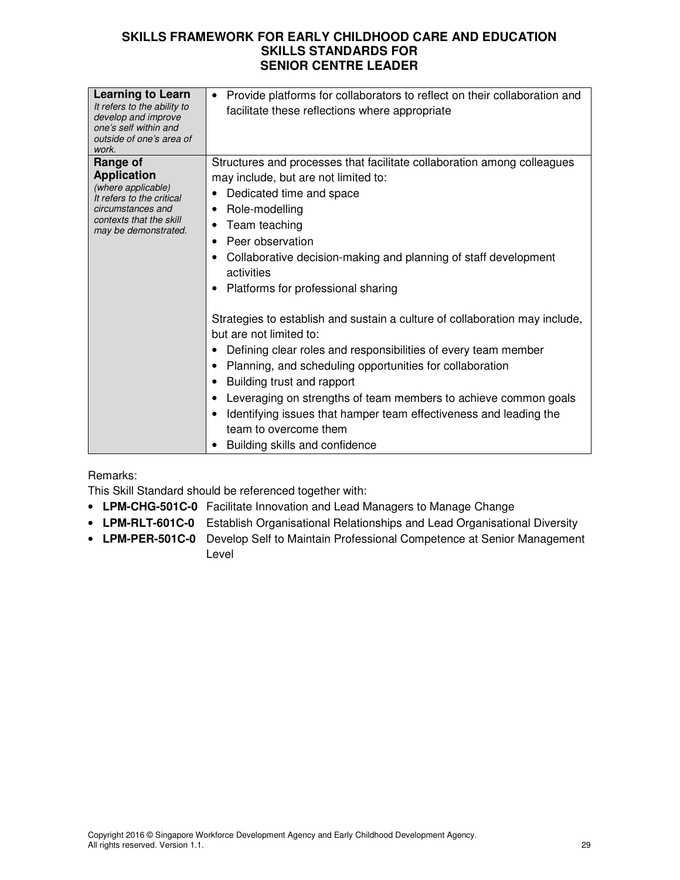# SKILLS FRAMEWORK FOR EARLY CHILDHOOD CARE AND EDUCATION
## SKILLS STANDARDS FOR
## SENIOR CENTRE LEADER

| | |
|---|---|
| **Learning to Learn**<br>*It refers to the ability to develop and improve one's self within and outside of one's area of work.* | • Provide platforms for collaborators to reflect on their collaboration and facilitate these reflections where appropriate |
| **Range of Application**<br>*(where applicable)*<br>*It refers to the critical circumstances and contexts that the skill may be demonstrated.* | Structures and processes that facilitate collaboration among colleagues may include, but are not limited to:<br>• Dedicated time and space<br>• Role-modelling<br>• Team teaching<br>• Peer observation<br>• Collaborative decision-making and planning of staff development activities<br>• Platforms for professional sharing<br><br>Strategies to establish and sustain a culture of collaboration may include, but are not limited to:<br>• Defining clear roles and responsibilities of every team member<br>• Planning, and scheduling opportunities for collaboration<br>• Building trust and rapport<br>• Leveraging on strengths of team members to achieve common goals<br>• Identifying issues that hamper team effectiveness and leading the team to overcome them<br>• Building skills and confidence |

Remarks:

This Skill Standard should be referenced together with:

- **LPM-CHG-501C-0** Facilitate Innovation and Lead Managers to Manage Change
- **LPM-RLT-601C-0** Establish Organisational Relationships and Lead Organisational Diversity
- **LPM-PER-501C-0** Develop Self to Maintain Professional Competence at Senior Management Level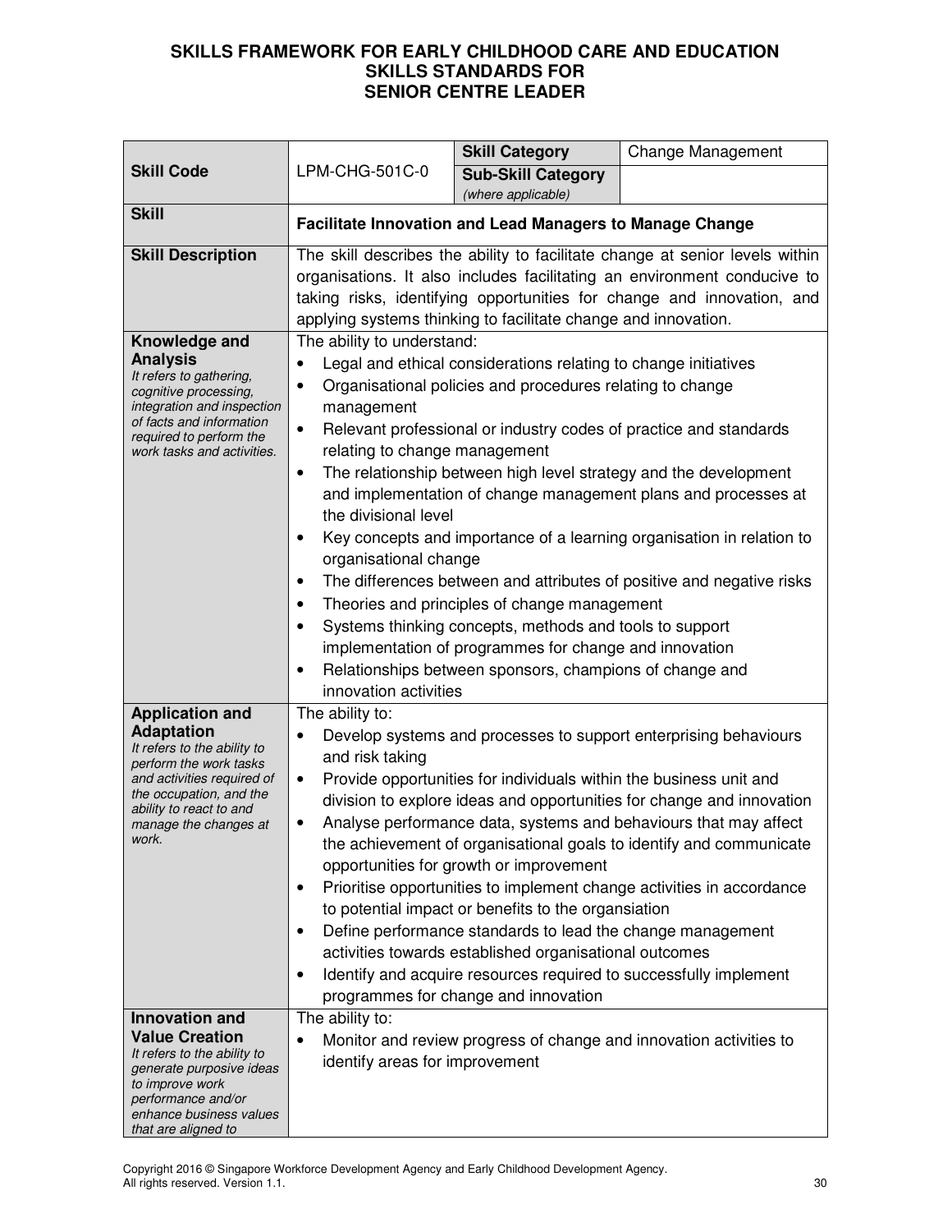# SKILLS FRAMEWORK FOR EARLY CHILDHOOD CARE AND EDUCATION
## SKILLS STANDARDS FOR
## SENIOR CENTRE LEADER

| **Skill Code** | LPM-CHG-501C-0 | **Skill Category** | Change Management |
|---|---|---|---|
| | | **Sub-Skill Category** *(where applicable)* | |
| **Skill** | **Facilitate Innovation and Lead Managers to Manage Change** | | |
| **Skill Description** | The skill describes the ability to facilitate change at senior levels within organisations. It also includes facilitating an environment conducive to taking risks, identifying opportunities for change and innovation, and applying systems thinking to facilitate change and innovation. | | |
| **Knowledge and Analysis** *It refers to gathering, cognitive processing, integration and inspection of facts and information required to perform the work tasks and activities.* | The ability to understand:<br>• Legal and ethical considerations relating to change initiatives<br>• Organisational policies and procedures relating to change management<br>• Relevant professional or industry codes of practice and standards relating to change management<br>• The relationship between high level strategy and the development and implementation of change management plans and processes at the divisional level<br>• Key concepts and importance of a learning organisation in relation to organisational change<br>• The differences between and attributes of positive and negative risks<br>• Theories and principles of change management<br>• Systems thinking concepts, methods and tools to support implementation of programmes for change and innovation<br>• Relationships between sponsors, champions of change and innovation activities | | |
| **Application and Adaptation** *It refers to the ability to perform the work tasks and activities required of the occupation, and the ability to react to and manage the changes at work.* | The ability to:<br>• Develop systems and processes to support enterprising behaviours and risk taking<br>• Provide opportunities for individuals within the business unit and division to explore ideas and opportunities for change and innovation<br>• Analyse performance data, systems and behaviours that may affect the achievement of organisational goals to identify and communicate opportunities for growth or improvement<br>• Prioritise opportunities to implement change activities in accordance to potential impact or benefits to the organsiation<br>• Define performance standards to lead the change management activities towards established organisational outcomes<br>• Identify and acquire resources required to successfully implement programmes for change and innovation | | |
| **Innovation and Value Creation** *It refers to the ability to generate purposive ideas to improve work performance and/or enhance business values that are aligned to* | The ability to:<br>• Monitor and review progress of change and innovation activities to identify areas for improvement | | |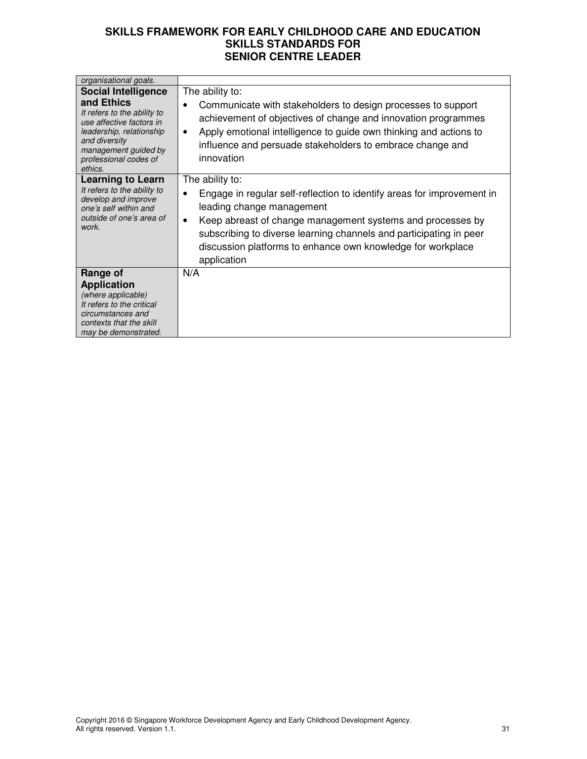| | |
|---|---|
| *organisational goals.* | |
| **Social Intelligence and Ethics**<br>*It refers to the ability to use affective factors in leadership, relationship and diversity management guided by professional codes of ethics.* | The ability to:<br>• Communicate with stakeholders to design processes to support achievement of objectives of change and innovation programmes<br>• Apply emotional intelligence to guide own thinking and actions to influence and persuade stakeholders to embrace change and innovation |
| **Learning to Learn**<br>*It refers to the ability to develop and improve one's self within and outside of one's area of work.* | The ability to:<br>• Engage in regular self-reflection to identify areas for improvement in leading change management<br>• Keep abreast of change management systems and processes by subscribing to diverse learning channels and participating in peer discussion platforms to enhance own knowledge for workplace application |
| **Range of Application**<br>*(where applicable)*<br>*It refers to the critical circumstances and contexts that the skill may be demonstrated.* | N/A |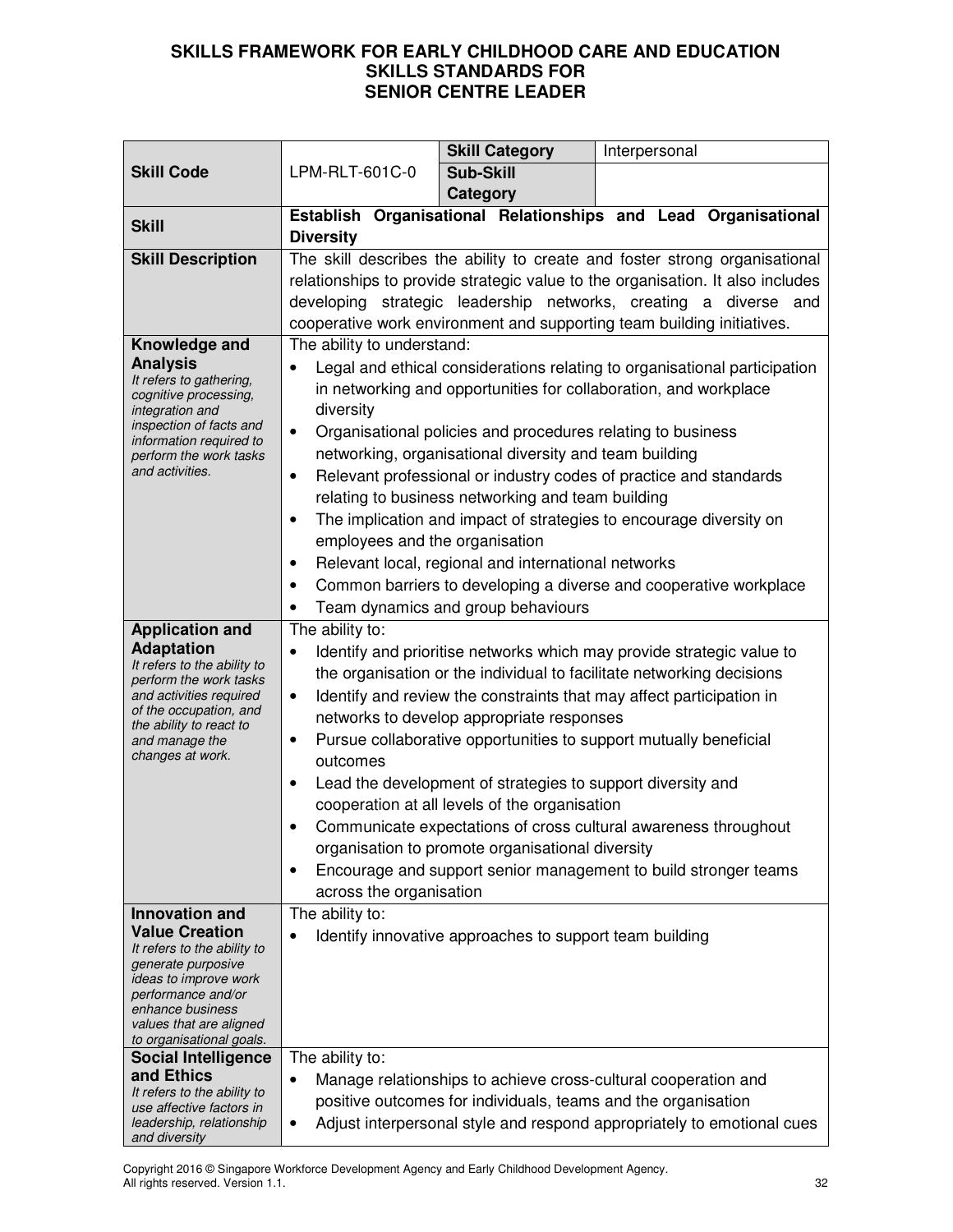# SKILLS FRAMEWORK FOR EARLY CHILDHOOD CARE AND EDUCATION
## SKILLS STANDARDS FOR
## SENIOR CENTRE LEADER

| | | | |
|---|---|---|---|
| **Skill Code** | LPM-RLT-601C-0 | **Skill Category** | Interpersonal |
| | | **Sub-Skill Category** | |
| **Skill** | **Establish Organisational Relationships and Lead Organisational Diversity** | | |
| **Skill Description** | The skill describes the ability to create and foster strong organisational relationships to provide strategic value to the organisation. It also includes developing strategic leadership networks, creating a diverse and cooperative work environment and supporting team building initiatives. | | |
| **Knowledge and Analysis**<br>*It refers to gathering, cognitive processing, integration and inspection of facts and information required to perform the work tasks and activities.* | The ability to understand:<br>• Legal and ethical considerations relating to organisational participation in networking and opportunities for collaboration, and workplace diversity<br>• Organisational policies and procedures relating to business networking, organisational diversity and team building<br>• Relevant professional or industry codes of practice and standards relating to business networking and team building<br>• The implication and impact of strategies to encourage diversity on employees and the organisation<br>• Relevant local, regional and international networks<br>• Common barriers to developing a diverse and cooperative workplace<br>• Team dynamics and group behaviours | | |
| **Application and Adaptation**<br>*It refers to the ability to perform the work tasks and activities required of the occupation, and the ability to react to and manage the changes at work.* | The ability to:<br>• Identify and prioritise networks which may provide strategic value to the organisation or the individual to facilitate networking decisions<br>• Identify and review the constraints that may affect participation in networks to develop appropriate responses<br>• Pursue collaborative opportunities to support mutually beneficial outcomes<br>• Lead the development of strategies to support diversity and cooperation at all levels of the organisation<br>• Communicate expectations of cross cultural awareness throughout organisation to promote organisational diversity<br>• Encourage and support senior management to build stronger teams across the organisation | | |
| **Innovation and Value Creation**<br>*It refers to the ability to generate purposive ideas to improve work performance and/or enhance business values that are aligned to organisational goals.* | The ability to:<br>• Identify innovative approaches to support team building | | |
| **Social Intelligence and Ethics**<br>*It refers to the ability to use affective factors in leadership, relationship and diversity* | The ability to:<br>• Manage relationships to achieve cross-cultural cooperation and positive outcomes for individuals, teams and the organisation<br>• Adjust interpersonal style and respond appropriately to emotional cues | | |

Copyright 2016 © Singapore Workforce Development Agency and Early Childhood Development Agency. All rights reserved. Version 1.1.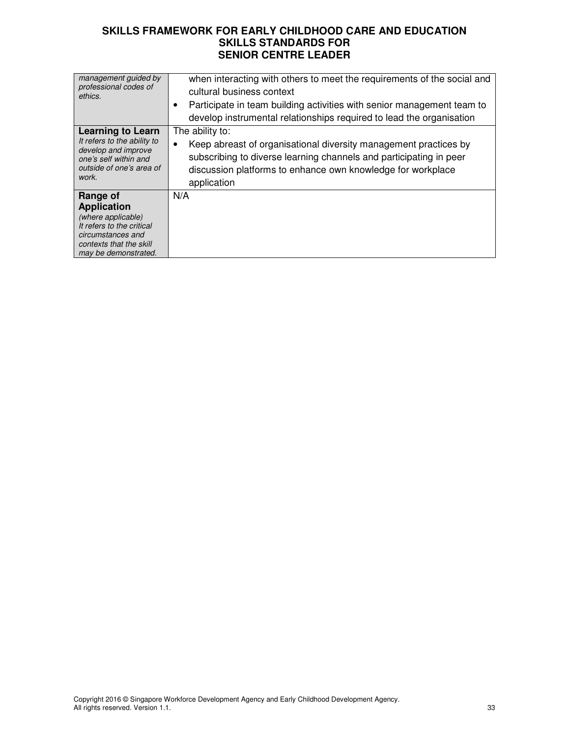| | |
|---|---|
| *management guided by professional codes of ethics.* | when interacting with others to meet the requirements of the social and cultural business context<br>• Participate in team building activities with senior management team to develop instrumental relationships required to lead the organisation |
| **Learning to Learn**<br>*It refers to the ability to develop and improve one's self within and outside of one's area of work.* | The ability to:<br>• Keep abreast of organisational diversity management practices by subscribing to diverse learning channels and participating in peer discussion platforms to enhance own knowledge for workplace application |
| **Range of Application**<br>*(where applicable)*<br>*It refers to the critical circumstances and contexts that the skill may be demonstrated.* | N/A |

Copyright 2016 © Singapore Workforce Development Agency and Early Childhood Development Agency. All rights reserved. Version 1.1.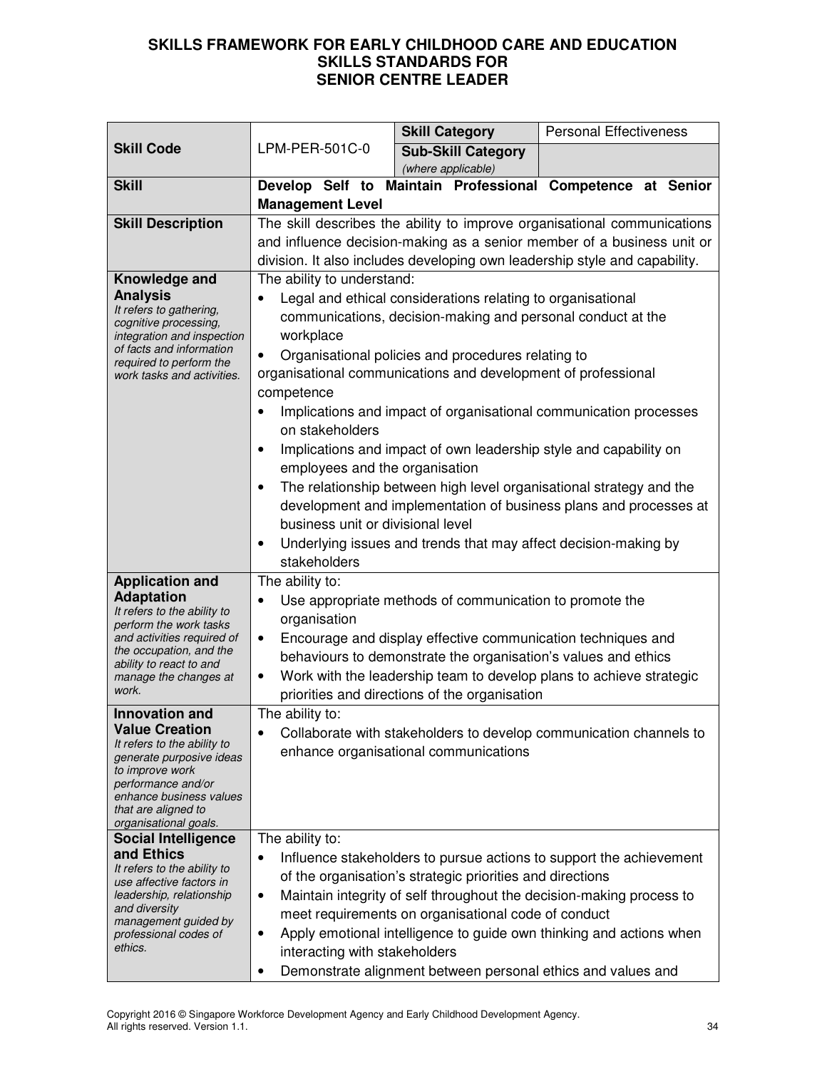# SKILLS FRAMEWORK FOR EARLY CHILDHOOD CARE AND EDUCATION
## SKILLS STANDARDS FOR
## SENIOR CENTRE LEADER

| | | | |
|---|---|---|---|
| **Skill Code** | LPM-PER-501C-0 | **Skill Category** | Personal Effectiveness |
| | | **Sub-Skill Category** *(where applicable)* | |
| **Skill** | **Develop Self to Maintain Professional Competence at Senior Management Level** | | |
| **Skill Description** | The skill describes the ability to improve organisational communications and influence decision-making as a senior member of a business unit or division. It also includes developing own leadership style and capability. | | |
| **Knowledge and Analysis** *It refers to gathering, cognitive processing, integration and inspection of facts and information required to perform the work tasks and activities.* | The ability to understand: <br>• Legal and ethical considerations relating to organisational communications, decision-making and personal conduct at the workplace <br>• Organisational policies and procedures relating to organisational communications and development of professional competence <br>• Implications and impact of organisational communication processes on stakeholders <br>• Implications and impact of own leadership style and capability on employees and the organisation <br>• The relationship between high level organisational strategy and the development and implementation of business plans and processes at business unit or divisional level <br>• Underlying issues and trends that may affect decision-making by stakeholders | | |
| **Application and Adaptation** *It refers to the ability to perform the work tasks and activities required of the occupation, and the ability to react to and manage the changes at work.* | The ability to: <br>• Use appropriate methods of communication to promote the organisation <br>• Encourage and display effective communication techniques and behaviours to demonstrate the organisation's values and ethics <br>• Work with the leadership team to develop plans to achieve strategic priorities and directions of the organisation | | |
| **Innovation and Value Creation** *It refers to the ability to generate purposive ideas to improve work performance and/or enhance business values that are aligned to organisational goals.* | The ability to: <br>• Collaborate with stakeholders to develop communication channels to enhance organisational communications | | |
| **Social Intelligence and Ethics** *It refers to the ability to use affective factors in leadership, relationship and diversity management guided by professional codes of ethics.* | The ability to: <br>• Influence stakeholders to pursue actions to support the achievement of the organisation's strategic priorities and directions <br>• Maintain integrity of self throughout the decision-making process to meet requirements on organisational code of conduct <br>• Apply emotional intelligence to guide own thinking and actions when interacting with stakeholders <br>• Demonstrate alignment between personal ethics and values and | | |

Copyright 2016 © Singapore Workforce Development Agency and Early Childhood Development Agency. All rights reserved. Version 1.1.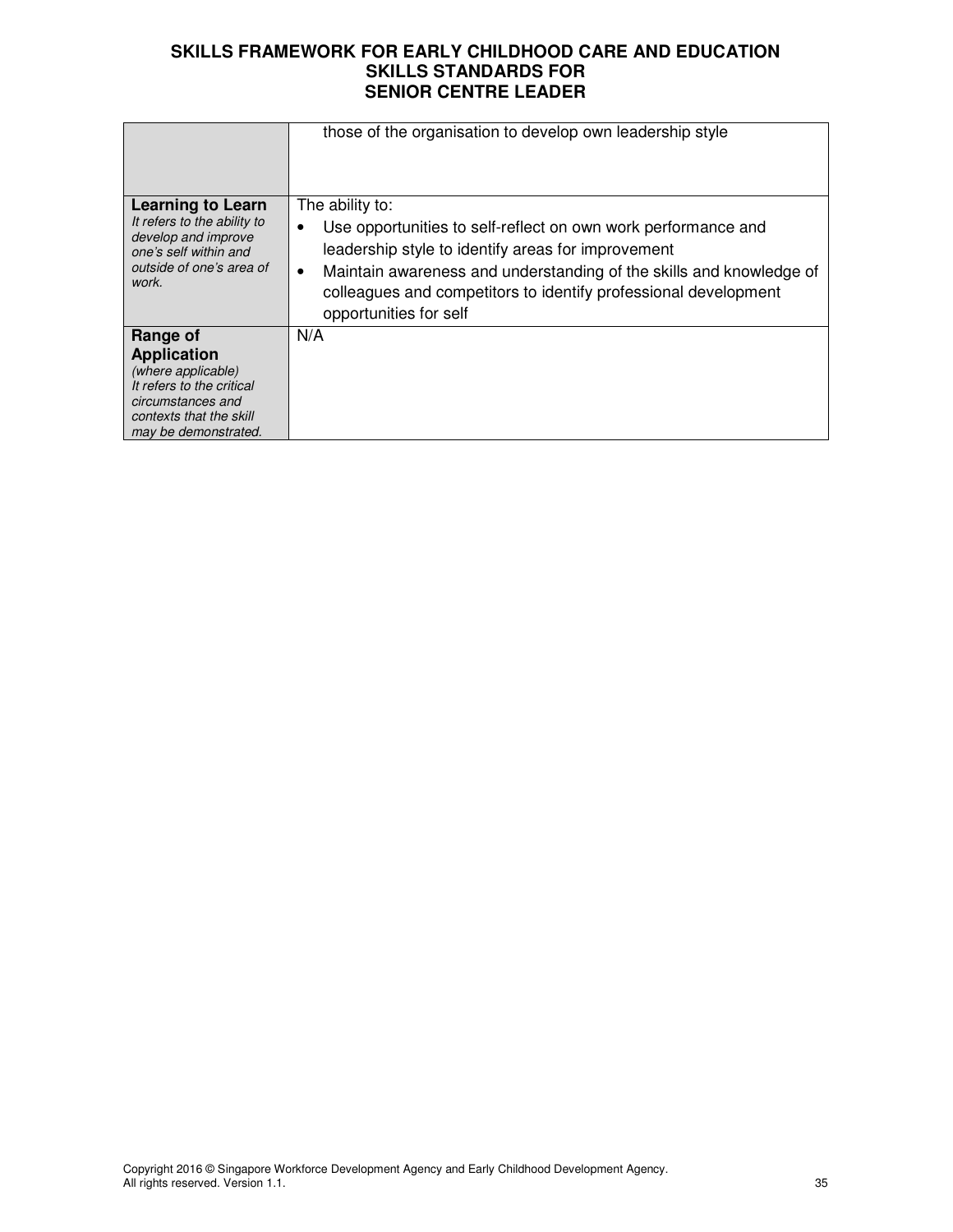| | |
|---|---|
| | those of the organisation to develop own leadership style |
| **Learning to Learn**<br>*It refers to the ability to develop and improve one's self within and outside of one's area of work.* | The ability to:<br>• Use opportunities to self-reflect on own work performance and leadership style to identify areas for improvement<br>• Maintain awareness and understanding of the skills and knowledge of colleagues and competitors to identify professional development opportunities for self |
| **Range of Application**<br>*(where applicable)*<br>*It refers to the critical circumstances and contexts that the skill may be demonstrated.* | N/A |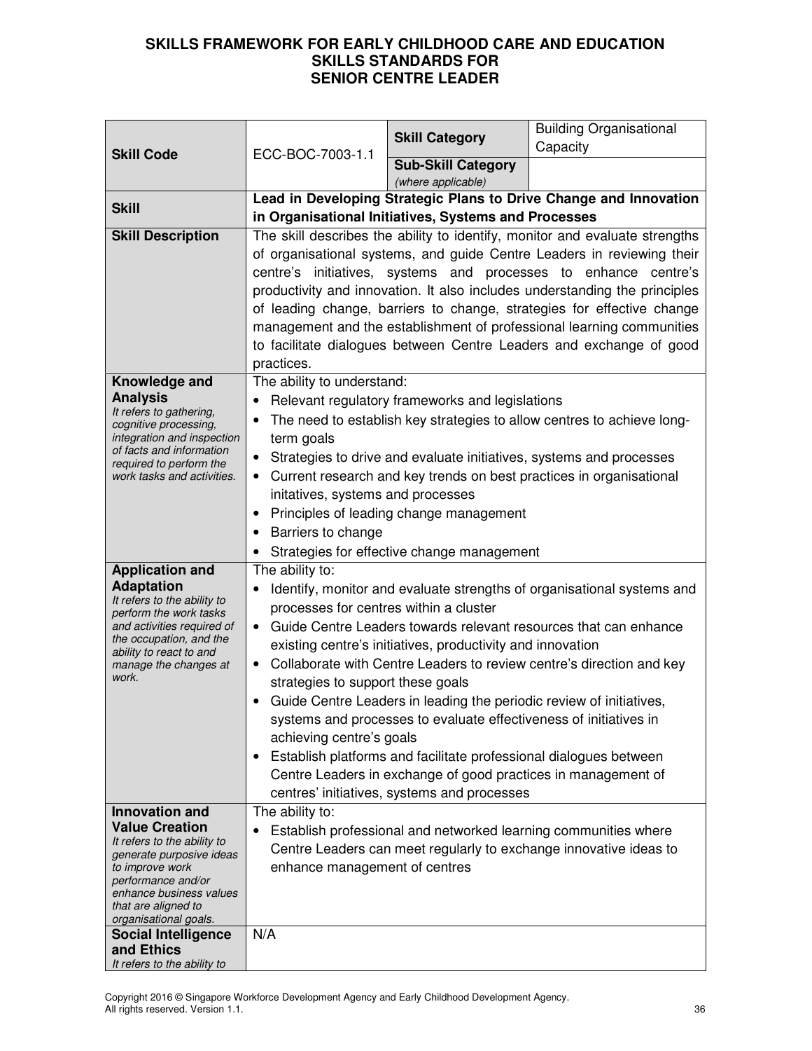# SKILLS FRAMEWORK FOR EARLY CHILDHOOD CARE AND EDUCATION
## SKILLS STANDARDS FOR
## SENIOR CENTRE LEADER

| **Skill Code** | ECC-BOC-7003-1.1 | **Skill Category** | Building Organisational Capacity |
|---|---|---|---|
| | | **Sub-Skill Category** *(where applicable)* | |
| **Skill** | **Lead in Developing Strategic Plans to Drive Change and Innovation in Organisational Initiatives, Systems and Processes** | | |
| **Skill Description** | The skill describes the ability to identify, monitor and evaluate strengths of organisational systems, and guide Centre Leaders in reviewing their centre's initiatives, systems and processes to enhance centre's productivity and innovation. It also includes understanding the principles of leading change, barriers to change, strategies for effective change management and the establishment of professional learning communities to facilitate dialogues between Centre Leaders and exchange of good practices. | | |
| **Knowledge and Analysis** *It refers to gathering, cognitive processing, integration and inspection of facts and information required to perform the work tasks and activities.* | The ability to understand:<br>• Relevant regulatory frameworks and legislations<br>• The need to establish key strategies to allow centres to achieve long-term goals<br>• Strategies to drive and evaluate initiatives, systems and processes<br>• Current research and key trends on best practices in organisational initatives, systems and processes<br>• Principles of leading change management<br>• Barriers to change<br>• Strategies for effective change management | | |
| **Application and Adaptation** *It refers to the ability to perform the work tasks and activities required of the occupation, and the ability to react to and manage the changes at work.* | The ability to:<br>• Identify, monitor and evaluate strengths of organisational systems and processes for centres within a cluster<br>• Guide Centre Leaders towards relevant resources that can enhance existing centre's initiatives, productivity and innovation<br>• Collaborate with Centre Leaders to review centre's direction and key strategies to support these goals<br>• Guide Centre Leaders in leading the periodic review of initiatives, systems and processes to evaluate effectiveness of initiatives in achieving centre's goals<br>• Establish platforms and facilitate professional dialogues between Centre Leaders in exchange of good practices in management of centres' initiatives, systems and processes | | |
| **Innovation and Value Creation** *It refers to the ability to generate purposive ideas to improve work performance and/or enhance business values that are aligned to organisational goals.* | The ability to:<br>• Establish professional and networked learning communities where Centre Leaders can meet regularly to exchange innovative ideas to enhance management of centres | | |
| **Social Intelligence and Ethics** *It refers to the ability to* | N/A | | |

Copyright 2016 © Singapore Workforce Development Agency and Early Childhood Development Agency. All rights reserved. Version 1.1.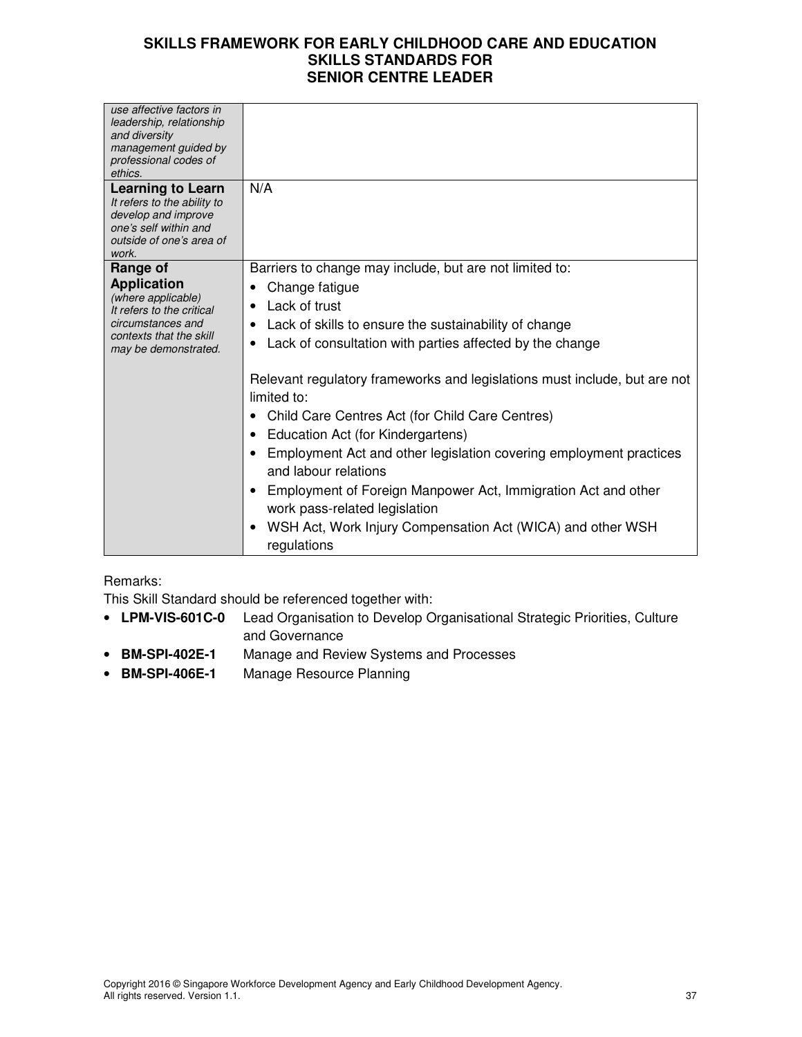| | |
|---|---|
| *use affective factors in leadership, relationship and diversity management guided by professional codes of ethics.* | |
| **Learning to Learn** *It refers to the ability to develop and improve one's self within and outside of one's area of work.* | N/A |
| **Range of Application** *(where applicable)* *It refers to the critical circumstances and contexts that the skill may be demonstrated.* | Barriers to change may include, but are not limited to:<br>• Change fatigue<br>• Lack of trust<br>• Lack of skills to ensure the sustainability of change<br>• Lack of consultation with parties affected by the change<br><br>Relevant regulatory frameworks and legislations must include, but are not limited to:<br>• Child Care Centres Act (for Child Care Centres)<br>• Education Act (for Kindergartens)<br>• Employment Act and other legislation covering employment practices and labour relations<br>• Employment of Foreign Manpower Act, Immigration Act and other work pass-related legislation<br>• WSH Act, Work Injury Compensation Act (WICA) and other WSH regulations |

Remarks:

This Skill Standard should be referenced together with:

- **LPM-VIS-601C-0** Lead Organisation to Develop Organisational Strategic Priorities, Culture and Governance
- **BM-SPI-402E-1** Manage and Review Systems and Processes
- **BM-SPI-406E-1** Manage Resource Planning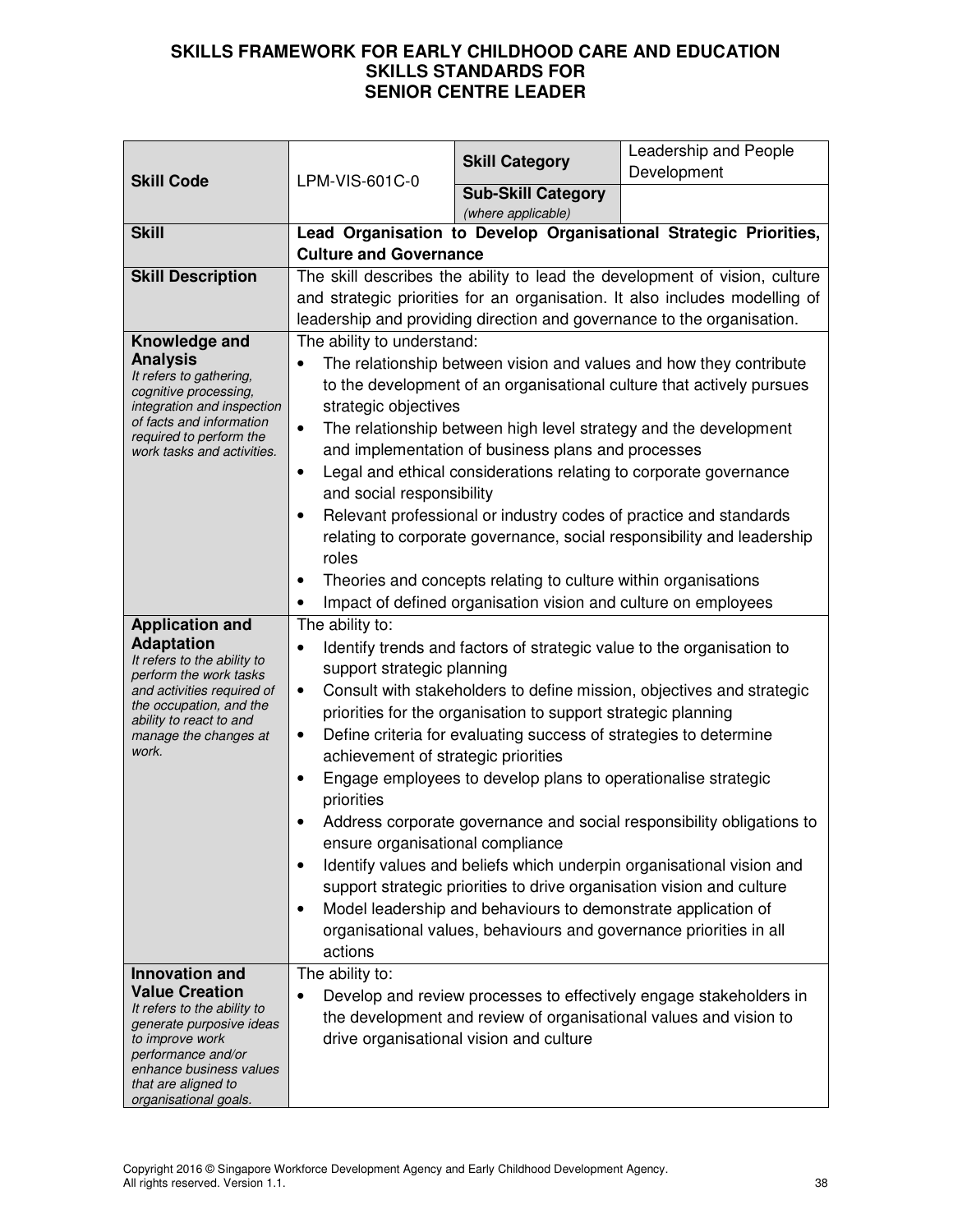# SKILLS FRAMEWORK FOR EARLY CHILDHOOD CARE AND EDUCATION
## SKILLS STANDARDS FOR SENIOR CENTRE LEADER

| **Skill Code** | LPM-VIS-601C-0 | **Skill Category** | Leadership and People Development |
|---|---|---|---|
| | | **Sub-Skill Category** *(where applicable)* | |
| **Skill** | **Lead Organisation to Develop Organisational Strategic Priorities, Culture and Governance** | | |
| **Skill Description** | The skill describes the ability to lead the development of vision, culture and strategic priorities for an organisation. It also includes modelling of leadership and providing direction and governance to the organisation. | | |
| **Knowledge and Analysis** *It refers to gathering, cognitive processing, integration and inspection of facts and information required to perform the work tasks and activities.* | The ability to understand: <br>• The relationship between vision and values and how they contribute to the development of an organisational culture that actively pursues strategic objectives <br>• The relationship between high level strategy and the development and implementation of business plans and processes <br>• Legal and ethical considerations relating to corporate governance and social responsibility <br>• Relevant professional or industry codes of practice and standards relating to corporate governance, social responsibility and leadership roles <br>• Theories and concepts relating to culture within organisations <br>• Impact of defined organisation vision and culture on employees | | |
| **Application and Adaptation** *It refers to the ability to perform the work tasks and activities required of the occupation, and the ability to react to and manage the changes at work.* | The ability to: <br>• Identify trends and factors of strategic value to the organisation to support strategic planning <br>• Consult with stakeholders to define mission, objectives and strategic priorities for the organisation to support strategic planning <br>• Define criteria for evaluating success of strategies to determine achievement of strategic priorities <br>• Engage employees to develop plans to operationalise strategic priorities <br>• Address corporate governance and social responsibility obligations to ensure organisational compliance <br>• Identify values and beliefs which underpin organisational vision and support strategic priorities to drive organisation vision and culture <br>• Model leadership and behaviours to demonstrate application of organisational values, behaviours and governance priorities in all actions | | |
| **Innovation and Value Creation** *It refers to the ability to generate purposive ideas to improve work performance and/or enhance business values that are aligned to organisational goals.* | The ability to: <br>• Develop and review processes to effectively engage stakeholders in the development and review of organisational values and vision to drive organisational vision and culture | | |

Copyright 2016 © Singapore Workforce Development Agency and Early Childhood Development Agency. All rights reserved. Version 1.1.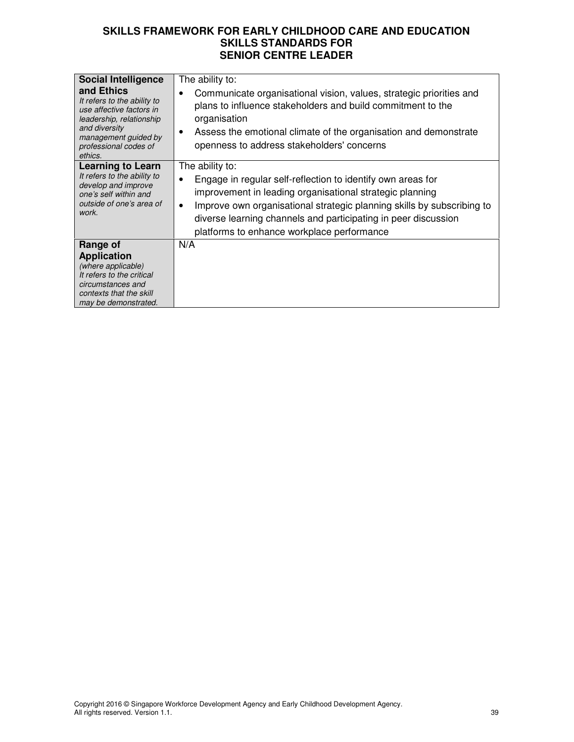# SKILLS FRAMEWORK FOR EARLY CHILDHOOD CARE AND EDUCATION
## SKILLS STANDARDS FOR
## SENIOR CENTRE LEADER

| | |
|---|---|
| **Social Intelligence and Ethics**<br>*It refers to the ability to use affective factors in leadership, relationship and diversity management guided by professional codes of ethics.* | The ability to:<br>• Communicate organisational vision, values, strategic priorities and plans to influence stakeholders and build commitment to the organisation<br>• Assess the emotional climate of the organisation and demonstrate openness to address stakeholders' concerns |
| **Learning to Learn**<br>*It refers to the ability to develop and improve one's self within and outside of one's area of work.* | The ability to:<br>• Engage in regular self-reflection to identify own areas for improvement in leading organisational strategic planning<br>• Improve own organisational strategic planning skills by subscribing to diverse learning channels and participating in peer discussion platforms to enhance workplace performance |
| **Range of Application**<br>*(where applicable)*<br>*It refers to the critical circumstances and contexts that the skill may be demonstrated.* | N/A |

Copyright 2016 © Singapore Workforce Development Agency and Early Childhood Development Agency.
All rights reserved. Version 1.1.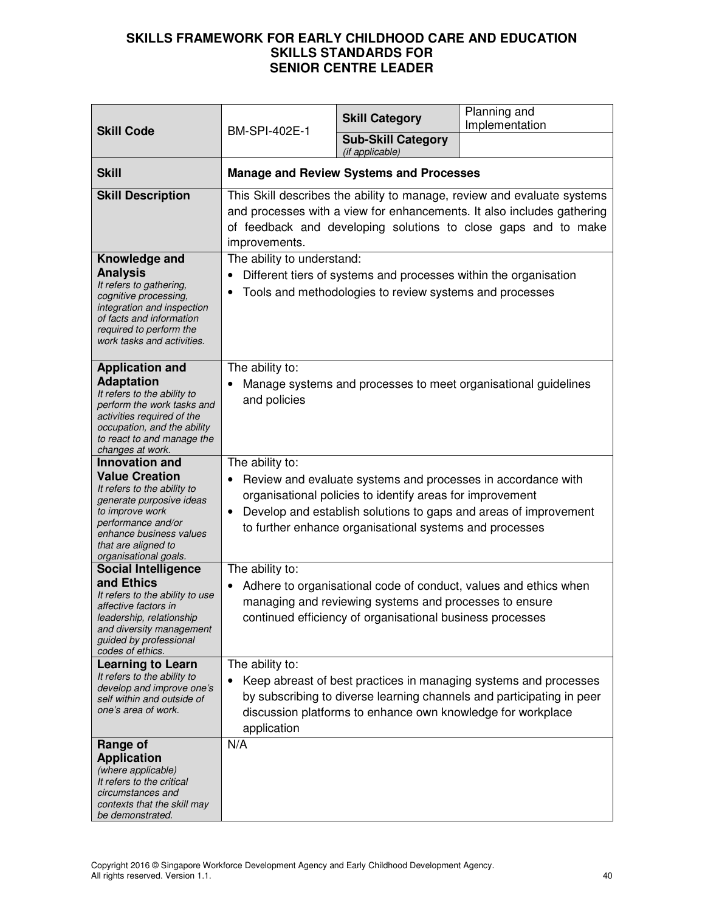**SKILLS FRAMEWORK FOR EARLY CHILDHOOD CARE AND EDUCATION**
**SKILLS STANDARDS FOR**
**SENIOR CENTRE LEADER**

| **Skill Code** | BM-SPI-402E-1 | **Skill Category** | Planning and Implementation |
|---|---|---|---|
| | | **Sub-Skill Category** *(if applicable)* | |
| **Skill** | **Manage and Review Systems and Processes** | | |
| **Skill Description** | This Skill describes the ability to manage, review and evaluate systems and processes with a view for enhancements. It also includes gathering of feedback and developing solutions to close gaps and to make improvements. | | |
| **Knowledge and Analysis** *It refers to gathering, cognitive processing, integration and inspection of facts and information required to perform the work tasks and activities.* | The ability to understand: <br>• Different tiers of systems and processes within the organisation <br>• Tools and methodologies to review systems and processes | | |
| **Application and Adaptation** *It refers to the ability to perform the work tasks and activities required of the occupation, and the ability to react to and manage the changes at work.* | The ability to: <br>• Manage systems and processes to meet organisational guidelines and policies | | |
| **Innovation and Value Creation** *It refers to the ability to generate purposive ideas to improve work performance and/or enhance business values that are aligned to organisational goals.* | The ability to: <br>• Review and evaluate systems and processes in accordance with organisational policies to identify areas for improvement <br>• Develop and establish solutions to gaps and areas of improvement to further enhance organisational systems and processes | | |
| **Social Intelligence and Ethics** *It refers to the ability to use affective factors in leadership, relationship and diversity management guided by professional codes of ethics.* | The ability to: <br>• Adhere to organisational code of conduct, values and ethics when managing and reviewing systems and processes to ensure continued efficiency of organisational business processes | | |
| **Learning to Learn** *It refers to the ability to develop and improve one's self within and outside of one's area of work.* | The ability to: <br>• Keep abreast of best practices in managing systems and processes by subscribing to diverse learning channels and participating in peer discussion platforms to enhance own knowledge for workplace application | | |
| **Range of Application** *(where applicable) It refers to the critical circumstances and contexts that the skill may be demonstrated.* | N/A | | |

Copyright 2016 © Singapore Workforce Development Agency and Early Childhood Development Agency. All rights reserved. Version 1.1.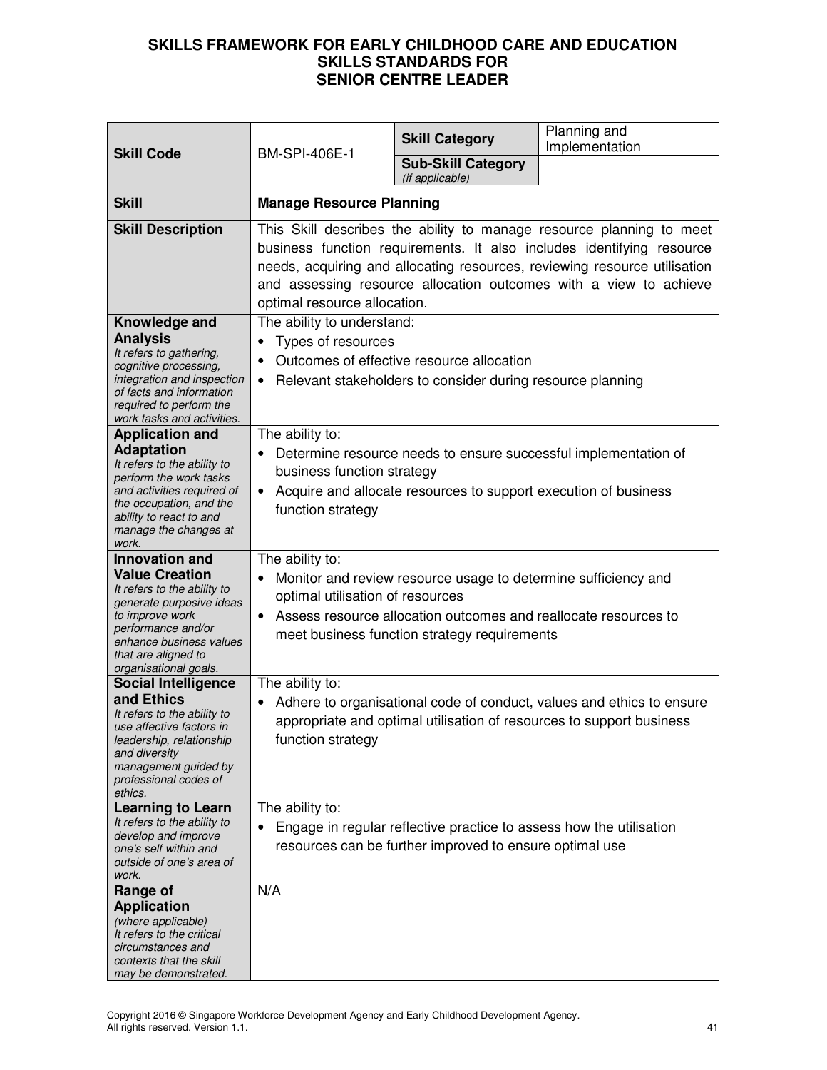# SKILLS FRAMEWORK FOR EARLY CHILDHOOD CARE AND EDUCATION
## SKILLS STANDARDS FOR
## SENIOR CENTRE LEADER

| **Skill Code** | BM-SPI-406E-1 | **Skill Category** | Planning and Implementation |
|---|---|---|---|
| | | **Sub-Skill Category** *(if applicable)* | |
| **Skill** | **Manage Resource Planning** | | |
| **Skill Description** | This Skill describes the ability to manage resource planning to meet business function requirements. It also includes identifying resource needs, acquiring and allocating resources, reviewing resource utilisation and assessing resource allocation outcomes with a view to achieve optimal resource allocation. | | |
| **Knowledge and Analysis** *It refers to gathering, cognitive processing, integration and inspection of facts and information required to perform the work tasks and activities.* | The ability to understand: <br>• Types of resources <br>• Outcomes of effective resource allocation <br>• Relevant stakeholders to consider during resource planning | | |
| **Application and Adaptation** *It refers to the ability to perform the work tasks and activities required of the occupation, and the ability to react to and manage the changes at work.* | The ability to: <br>• Determine resource needs to ensure successful implementation of business function strategy <br>• Acquire and allocate resources to support execution of business function strategy | | |
| **Innovation and Value Creation** *It refers to the ability to generate purposive ideas to improve work performance and/or enhance business values that are aligned to organisational goals.* | The ability to: <br>• Monitor and review resource usage to determine sufficiency and optimal utilisation of resources <br>• Assess resource allocation outcomes and reallocate resources to meet business function strategy requirements | | |
| **Social Intelligence and Ethics** *It refers to the ability to use affective factors in leadership, relationship and diversity management guided by professional codes of ethics.* | The ability to: <br>• Adhere to organisational code of conduct, values and ethics to ensure appropriate and optimal utilisation of resources to support business function strategy | | |
| **Learning to Learn** *It refers to the ability to develop and improve one's self within and outside of one's area of work.* | The ability to: <br>• Engage in regular reflective practice to assess how the utilisation resources can be further improved to ensure optimal use | | |
| **Range of Application** *(where applicable)* *It refers to the critical circumstances and contexts that the skill may be demonstrated.* | N/A | | |

Copyright 2016 © Singapore Workforce Development Agency and Early Childhood Development Agency. All rights reserved. Version 1.1.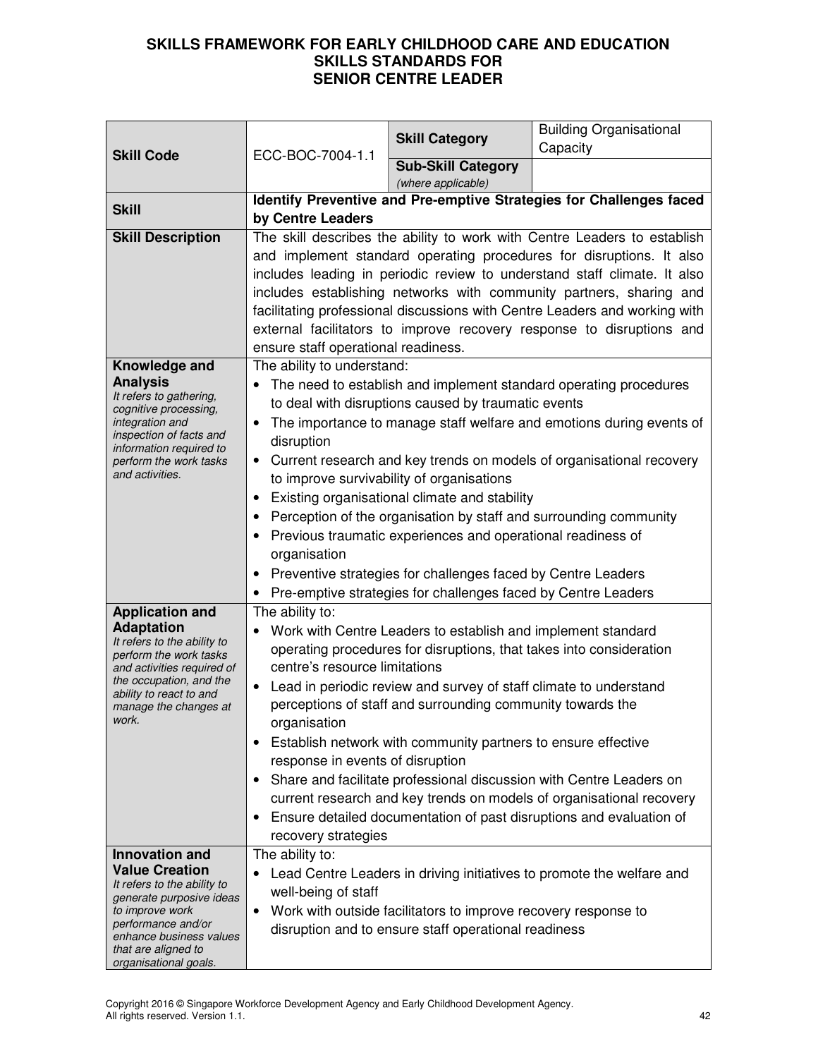# SKILLS FRAMEWORK FOR EARLY CHILDHOOD CARE AND EDUCATION
## SKILLS STANDARDS FOR
## SENIOR CENTRE LEADER

| **Skill Code** | ECC-BOC-7004-1.1 | **Skill Category** | Building Organisational Capacity |
|---|---|---|---|
| | | **Sub-Skill Category** *(where applicable)* | |
| **Skill** | **Identify Preventive and Pre-emptive Strategies for Challenges faced by Centre Leaders** | | |
| **Skill Description** | The skill describes the ability to work with Centre Leaders to establish and implement standard operating procedures for disruptions. It also includes leading in periodic review to understand staff climate. It also includes establishing networks with community partners, sharing and facilitating professional discussions with Centre Leaders and working with external facilitators to improve recovery response to disruptions and ensure staff operational readiness. | | |
| **Knowledge and Analysis** *It refers to gathering, cognitive processing, integration and inspection of facts and information required to perform the work tasks and activities.* | The ability to understand:<br>• The need to establish and implement standard operating procedures to deal with disruptions caused by traumatic events<br>• The importance to manage staff welfare and emotions during events of disruption<br>• Current research and key trends on models of organisational recovery to improve survivability of organisations<br>• Existing organisational climate and stability<br>• Perception of the organisation by staff and surrounding community<br>• Previous traumatic experiences and operational readiness of organisation<br>• Preventive strategies for challenges faced by Centre Leaders<br>• Pre-emptive strategies for challenges faced by Centre Leaders | | |
| **Application and Adaptation** *It refers to the ability to perform the work tasks and activities required of the occupation, and the ability to react to and manage the changes at work.* | The ability to:<br>• Work with Centre Leaders to establish and implement standard operating procedures for disruptions, that takes into consideration centre's resource limitations<br>• Lead in periodic review and survey of staff climate to understand perceptions of staff and surrounding community towards the organisation<br>• Establish network with community partners to ensure effective response in events of disruption<br>• Share and facilitate professional discussion with Centre Leaders on current research and key trends on models of organisational recovery<br>• Ensure detailed documentation of past disruptions and evaluation of recovery strategies | | |
| **Innovation and Value Creation** *It refers to the ability to generate purposive ideas to improve work performance and/or enhance business values that are aligned to organisational goals.* | The ability to:<br>• Lead Centre Leaders in driving initiatives to promote the welfare and well-being of staff<br>• Work with outside facilitators to improve recovery response to disruption and to ensure staff operational readiness | | |

Copyright 2016 © Singapore Workforce Development Agency and Early Childhood Development Agency. All rights reserved. Version 1.1.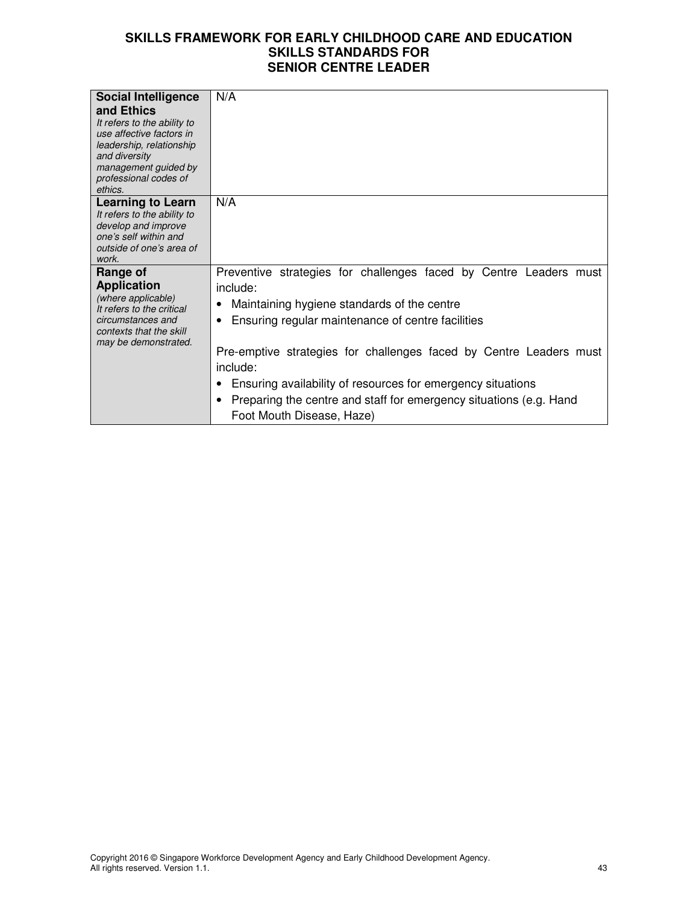| | |
|---|---|
| **Social Intelligence and Ethics**<br>*It refers to the ability to use affective factors in leadership, relationship and diversity management guided by professional codes of ethics.* | N/A |
| **Learning to Learn**<br>*It refers to the ability to develop and improve one's self within and outside of one's area of work.* | N/A |
| **Range of Application**<br>*(where applicable)*<br>*It refers to the critical circumstances and contexts that the skill may be demonstrated.* | Preventive strategies for challenges faced by Centre Leaders must include:<br>• Maintaining hygiene standards of the centre<br>• Ensuring regular maintenance of centre facilities<br><br>Pre-emptive strategies for challenges faced by Centre Leaders must include:<br>• Ensuring availability of resources for emergency situations<br>• Preparing the centre and staff for emergency situations (e.g. Hand Foot Mouth Disease, Haze) |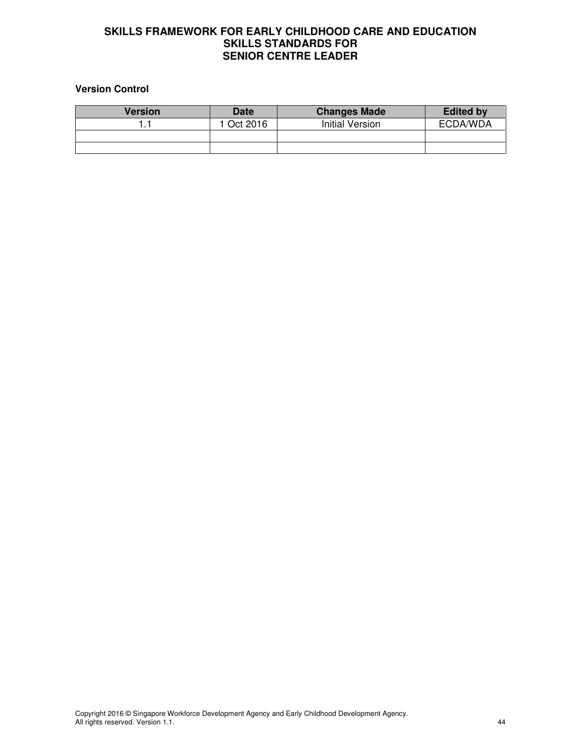**Version Control**

| Version | Date | Changes Made | Edited by |
|---|---|---|---|
| 1.1 | 1 Oct 2016 | Initial Version | ECDA/WDA |
| | | | |
| | | | |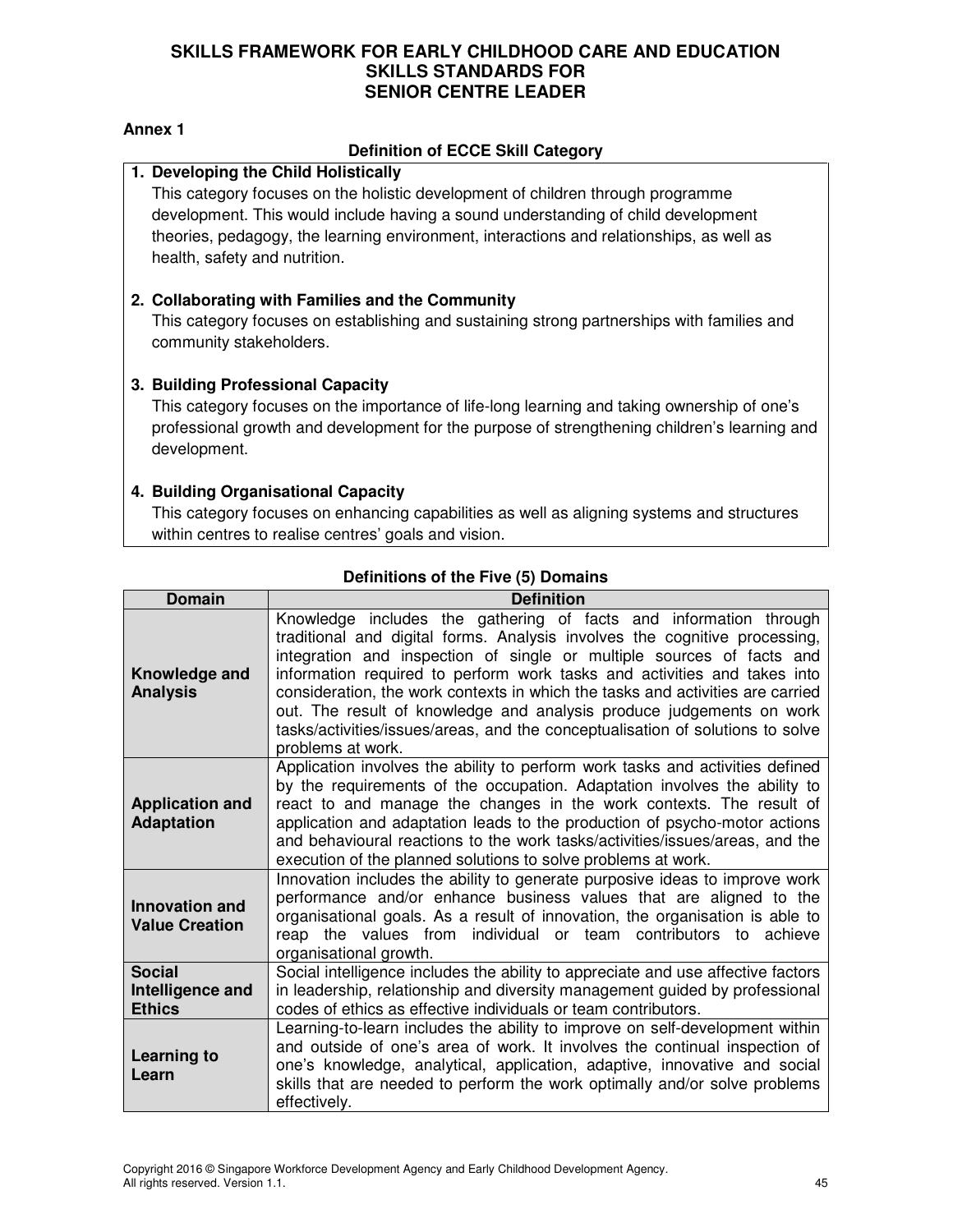# SKILLS FRAMEWORK FOR EARLY CHILDHOOD CARE AND EDUCATION SKILLS STANDARDS FOR SENIOR CENTRE LEADER

**Annex 1**

## Definition of ECCE Skill Category

**1. Developing the Child Holistically**

This category focuses on the holistic development of children through programme development. This would include having a sound understanding of child development theories, pedagogy, the learning environment, interactions and relationships, as well as health, safety and nutrition.

**2. Collaborating with Families and the Community**

This category focuses on establishing and sustaining strong partnerships with families and community stakeholders.

**3. Building Professional Capacity**

This category focuses on the importance of life-long learning and taking ownership of one's professional growth and development for the purpose of strengthening children's learning and development.

**4. Building Organisational Capacity**

This category focuses on enhancing capabilities as well as aligning systems and structures within centres to realise centres' goals and vision.

## Definitions of the Five (5) Domains

| Domain | Definition |
|---|---|
| **Knowledge and Analysis** | Knowledge includes the gathering of facts and information through traditional and digital forms. Analysis involves the cognitive processing, integration and inspection of single or multiple sources of facts and information required to perform work tasks and activities and takes into consideration, the work contexts in which the tasks and activities are carried out. The result of knowledge and analysis produce judgements on work tasks/activities/issues/areas, and the conceptualisation of solutions to solve problems at work. |
| **Application and Adaptation** | Application involves the ability to perform work tasks and activities defined by the requirements of the occupation. Adaptation involves the ability to react to and manage the changes in the work contexts. The result of application and adaptation leads to the production of psycho-motor actions and behavioural reactions to the work tasks/activities/issues/areas, and the execution of the planned solutions to solve problems at work. |
| **Innovation and Value Creation** | Innovation includes the ability to generate purposive ideas to improve work performance and/or enhance business values that are aligned to the organisational goals. As a result of innovation, the organisation is able to reap the values from individual or team contributors to achieve organisational growth. |
| **Social Intelligence and Ethics** | Social intelligence includes the ability to appreciate and use affective factors in leadership, relationship and diversity management guided by professional codes of ethics as effective individuals or team contributors. |
| **Learning to Learn** | Learning-to-learn includes the ability to improve on self-development within and outside of one's area of work. It involves the continual inspection of one's knowledge, analytical, application, adaptive, innovative and social skills that are needed to perform the work optimally and/or solve problems effectively. |

Copyright 2016 © Singapore Workforce Development Agency and Early Childhood Development Agency. All rights reserved. Version 1.1.